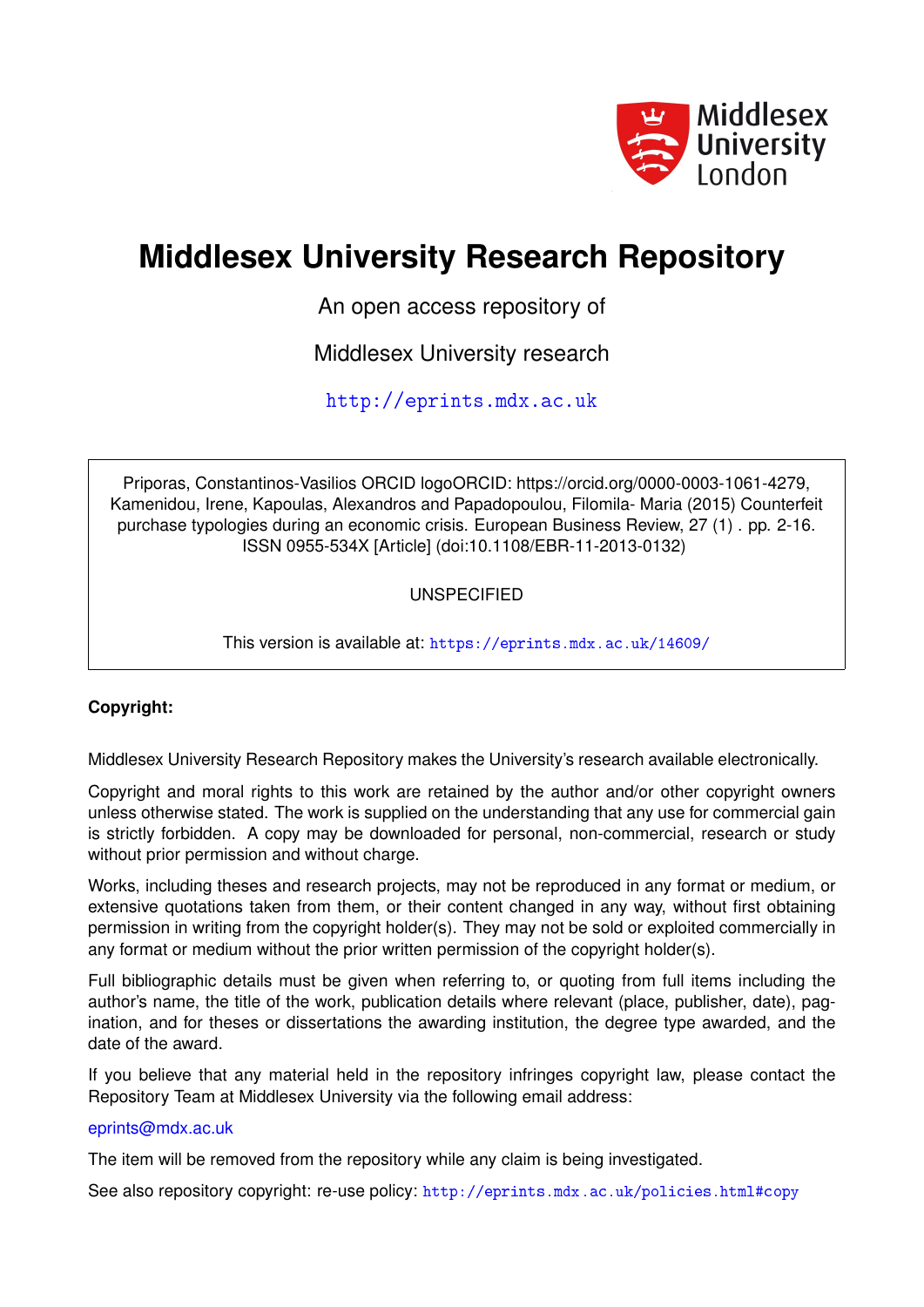Middlesex University London

# Middlesex University Research Repository

An open access repository of

Middlesex University research

http://eprints.mdx.ac.uk

Priporas, Constantinos-Vasilios ORCID logoORCID: https://orcid.org/0000-0003-1061-4279, Kamenidou, Irene, Kapoulas, Alexandros and Papadopoulou, Filomila- Maria (2015) Counterfeit purchase typologies during an economic crisis. European Business Review, 27 (1) . pp. 2-16. ISSN 0955-534X [Article] (doi:10.1108/EBR-11-2013-0132)

UNSPECIFIED

This version is available at: https://eprints.mdx.ac.uk/14609/

**Copyright:**

Middlesex University Research Repository makes the University's research available electronically.

Copyright and moral rights to this work are retained by the author and/or other copyright owners unless otherwise stated. The work is supplied on the understanding that any use for commercial gain is strictly forbidden. A copy may be downloaded for personal, non-commercial, research or study without prior permission and without charge.

Works, including theses and research projects, may not be reproduced in any format or medium, or extensive quotations taken from them, or their content changed in any way, without first obtaining permission in writing from the copyright holder(s). They may not be sold or exploited commercially in any format or medium without the prior written permission of the copyright holder(s).

Full bibliographic details must be given when referring to, or quoting from full items including the author's name, the title of the work, publication details where relevant (place, publisher, date), pagination, and for theses or dissertations the awarding institution, the degree type awarded, and the date of the award.

If you believe that any material held in the repository infringes copyright law, please contact the Repository Team at Middlesex University via the following email address:

eprints@mdx.ac.uk

The item will be removed from the repository while any claim is being investigated.

See also repository copyright: re-use policy: http://eprints.mdx.ac.uk/policies.html#copy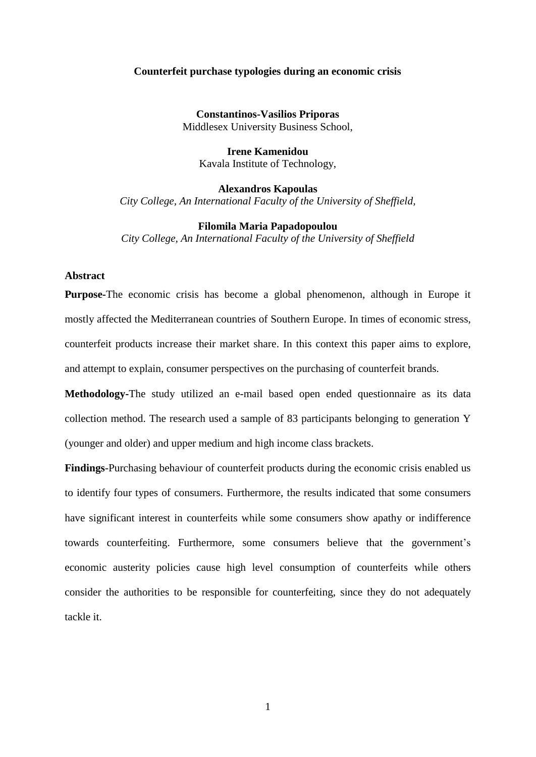**Counterfeit purchase typologies during an economic crisis**

**Constantinos-Vasilios Priporas**
Middlesex University Business School,

**Irene Kamenidou**
Kavala Institute of Technology,

**Alexandros Kapoulas**
*City College, An International Faculty of the University of Sheffield,*

**Filomila Maria Papadopoulou**
*City College, An International Faculty of the University of Sheffield*

## Abstract

**Purpose-**The economic crisis has become a global phenomenon, although in Europe it mostly affected the Mediterranean countries of Southern Europe. In times of economic stress, counterfeit products increase their market share. In this context this paper aims to explore, and attempt to explain, consumer perspectives on the purchasing of counterfeit brands.

**Methodology-**The study utilized an e-mail based open ended questionnaire as its data collection method. The research used a sample of 83 participants belonging to generation Y (younger and older) and upper medium and high income class brackets.

**Findings**-Purchasing behaviour of counterfeit products during the economic crisis enabled us to identify four types of consumers. Furthermore, the results indicated that some consumers have significant interest in counterfeits while some consumers show apathy or indifference towards counterfeiting. Furthermore, some consumers believe that the government's economic austerity policies cause high level consumption of counterfeits while others consider the authorities to be responsible for counterfeiting, since they do not adequately tackle it.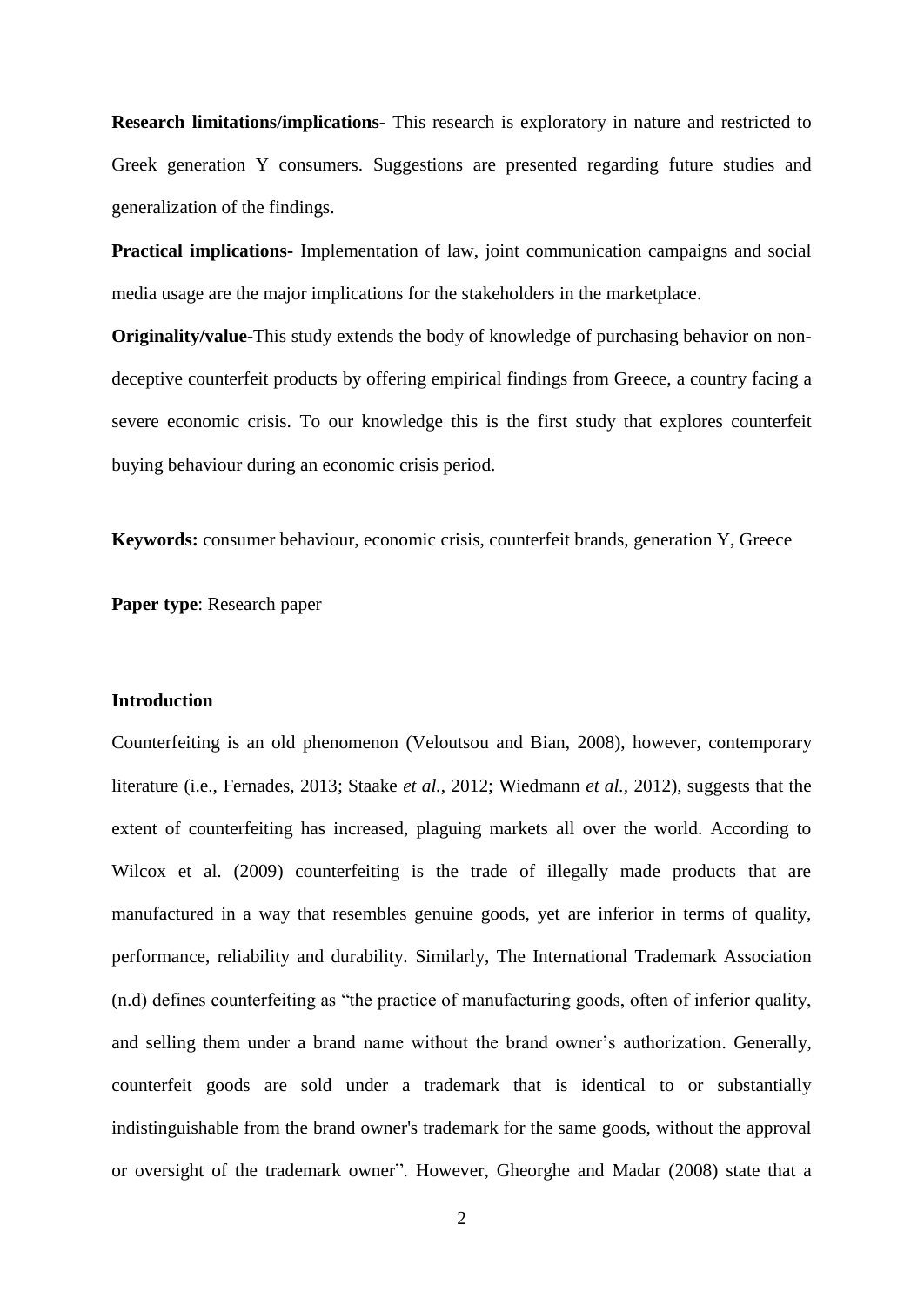**Research limitations/implications-** This research is exploratory in nature and restricted to Greek generation Y consumers. Suggestions are presented regarding future studies and generalization of the findings.

**Practical implications-** Implementation of law, joint communication campaigns and social media usage are the major implications for the stakeholders in the marketplace.

**Originality/value-**This study extends the body of knowledge of purchasing behavior on non-deceptive counterfeit products by offering empirical findings from Greece, a country facing a severe economic crisis. To our knowledge this is the first study that explores counterfeit buying behaviour during an economic crisis period.

**Keywords:** consumer behaviour, economic crisis, counterfeit brands, generation Y, Greece

**Paper type**: Research paper

## Introduction

Counterfeiting is an old phenomenon (Veloutsou and Bian, 2008), however, contemporary literature (i.e., Fernades, 2013; Staake *et al.*, 2012; Wiedmann *et al.*, 2012), suggests that the extent of counterfeiting has increased, plaguing markets all over the world. According to Wilcox et al. (2009) counterfeiting is the trade of illegally made products that are manufactured in a way that resembles genuine goods, yet are inferior in terms of quality, performance, reliability and durability. Similarly, The International Trademark Association (n.d) defines counterfeiting as "the practice of manufacturing goods, often of inferior quality, and selling them under a brand name without the brand owner's authorization. Generally, counterfeit goods are sold under a trademark that is identical to or substantially indistinguishable from the brand owner's trademark for the same goods, without the approval or oversight of the trademark owner". However, Gheorghe and Madar (2008) state that a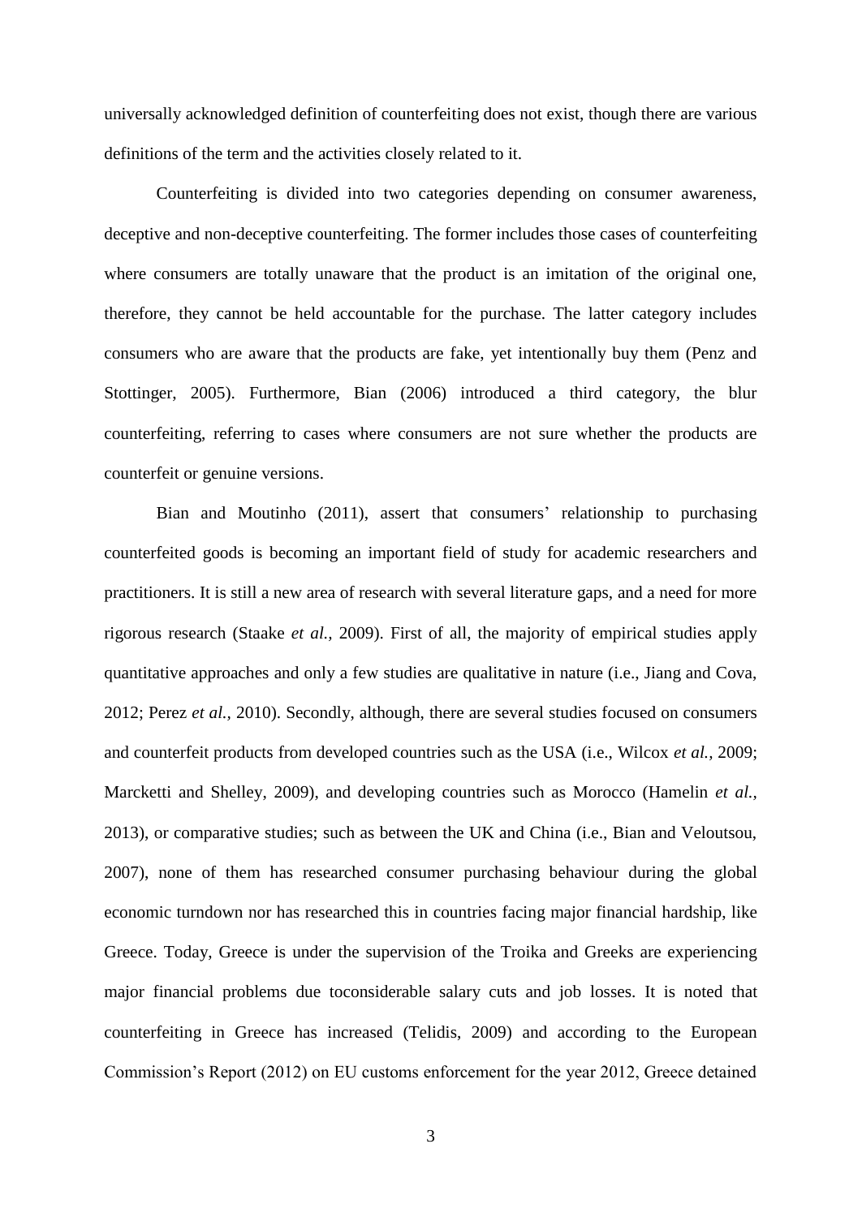universally acknowledged definition of counterfeiting does not exist, though there are various definitions of the term and the activities closely related to it.

Counterfeiting is divided into two categories depending on consumer awareness, deceptive and non-deceptive counterfeiting. The former includes those cases of counterfeiting where consumers are totally unaware that the product is an imitation of the original one, therefore, they cannot be held accountable for the purchase. The latter category includes consumers who are aware that the products are fake, yet intentionally buy them (Penz and Stottinger, 2005). Furthermore, Bian (2006) introduced a third category, the blur counterfeiting, referring to cases where consumers are not sure whether the products are counterfeit or genuine versions.

Bian and Moutinho (2011), assert that consumers' relationship to purchasing counterfeited goods is becoming an important field of study for academic researchers and practitioners. It is still a new area of research with several literature gaps, and a need for more rigorous research (Staake *et al.*, 2009). First of all, the majority of empirical studies apply quantitative approaches and only a few studies are qualitative in nature (i.e., Jiang and Cova, 2012; Perez *et al.*, 2010). Secondly, although, there are several studies focused on consumers and counterfeit products from developed countries such as the USA (i.e., Wilcox *et al.*, 2009; Marcketti and Shelley, 2009), and developing countries such as Morocco (Hamelin *et al.*, 2013), or comparative studies; such as between the UK and China (i.e., Bian and Veloutsou, 2007), none of them has researched consumer purchasing behaviour during the global economic turndown nor has researched this in countries facing major financial hardship, like Greece. Today, Greece is under the supervision of the Troika and Greeks are experiencing major financial problems due toconsiderable salary cuts and job losses. It is noted that counterfeiting in Greece has increased (Telidis, 2009) and according to the European Commission's Report (2012) on EU customs enforcement for the year 2012, Greece detained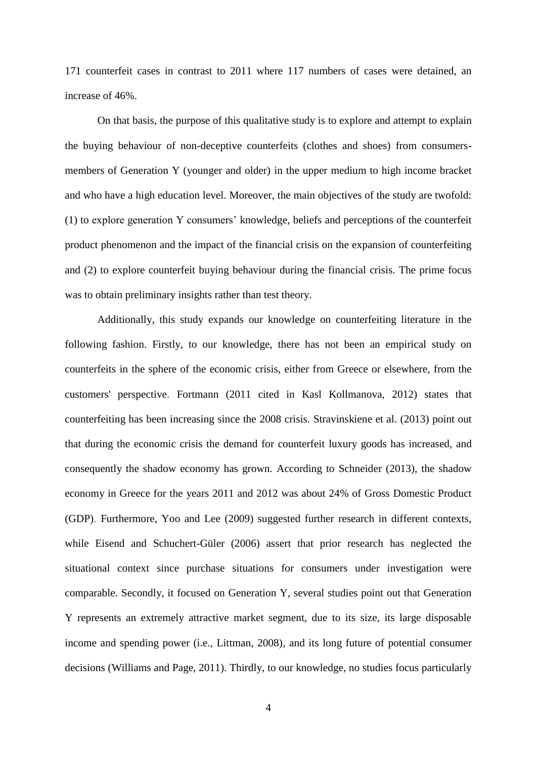171 counterfeit cases in contrast to 2011 where 117 numbers of cases were detained, an increase of 46%.

On that basis, the purpose of this qualitative study is to explore and attempt to explain the buying behaviour of non-deceptive counterfeits (clothes and shoes) from consumers-members of Generation Y (younger and older) in the upper medium to high income bracket and who have a high education level. Moreover, the main objectives of the study are twofold: (1) to explore generation Y consumers' knowledge, beliefs and perceptions of the counterfeit product phenomenon and the impact of the financial crisis on the expansion of counterfeiting and (2) to explore counterfeit buying behaviour during the financial crisis. The prime focus was to obtain preliminary insights rather than test theory.

Additionally, this study expands our knowledge on counterfeiting literature in the following fashion. Firstly, to our knowledge, there has not been an empirical study on counterfeits in the sphere of the economic crisis, either from Greece or elsewhere, from the customers' perspective. Fortmann (2011 cited in Kasl Kollmanova, 2012) states that counterfeiting has been increasing since the 2008 crisis. Stravinskiene et al. (2013) point out that during the economic crisis the demand for counterfeit luxury goods has increased, and consequently the shadow economy has grown. According to Schneider (2013), the shadow economy in Greece for the years 2011 and 2012 was about 24% of Gross Domestic Product (GDP). Furthermore, Yoo and Lee (2009) suggested further research in different contexts, while Eisend and Schuchert-Güler (2006) assert that prior research has neglected the situational context since purchase situations for consumers under investigation were comparable. Secondly, it focused on Generation Y, several studies point out that Generation Y represents an extremely attractive market segment, due to its size, its large disposable income and spending power (i.e., Littman, 2008), and its long future of potential consumer decisions (Williams and Page, 2011). Thirdly, to our knowledge, no studies focus particularly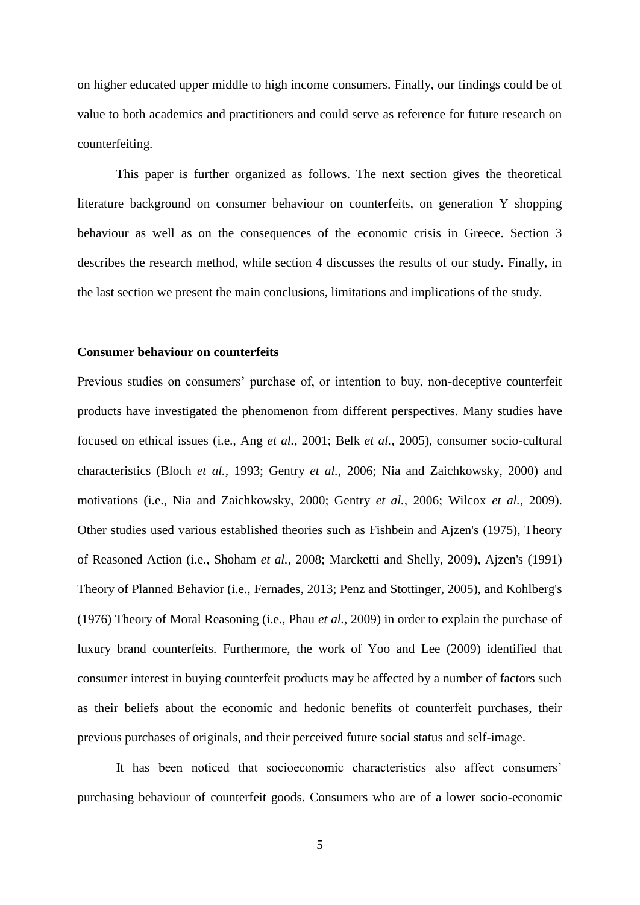on higher educated upper middle to high income consumers. Finally, our findings could be of value to both academics and practitioners and could serve as reference for future research on counterfeiting.

This paper is further organized as follows. The next section gives the theoretical literature background on consumer behaviour on counterfeits, on generation Y shopping behaviour as well as on the consequences of the economic crisis in Greece. Section 3 describes the research method, while section 4 discusses the results of our study. Finally, in the last section we present the main conclusions, limitations and implications of the study.

## Consumer behaviour on counterfeits

Previous studies on consumers' purchase of, or intention to buy, non-deceptive counterfeit products have investigated the phenomenon from different perspectives. Many studies have focused on ethical issues (i.e., Ang *et al.,* 2001; Belk *et al.,* 2005), consumer socio-cultural characteristics (Bloch *et al.*, 1993; Gentry *et al.,* 2006; Nia and Zaichkowsky, 2000) and motivations (i.e., Nia and Zaichkowsky, 2000; Gentry *et al.,* 2006; Wilcox *et al.,* 2009). Other studies used various established theories such as Fishbein and Ajzen's (1975), Theory of Reasoned Action (i.e., Shoham *et al.*, 2008; Marcketti and Shelly, 2009), Ajzen's (1991) Theory of Planned Behavior (i.e., Fernades, 2013; Penz and Stottinger, 2005), and Kohlberg's (1976) Theory of Moral Reasoning (i.e., Phau *et al.*, 2009) in order to explain the purchase of luxury brand counterfeits. Furthermore, the work of Yoo and Lee (2009) identified that consumer interest in buying counterfeit products may be affected by a number of factors such as their beliefs about the economic and hedonic benefits of counterfeit purchases, their previous purchases of originals, and their perceived future social status and self-image.

It has been noticed that socioeconomic characteristics also affect consumers' purchasing behaviour of counterfeit goods. Consumers who are of a lower socio-economic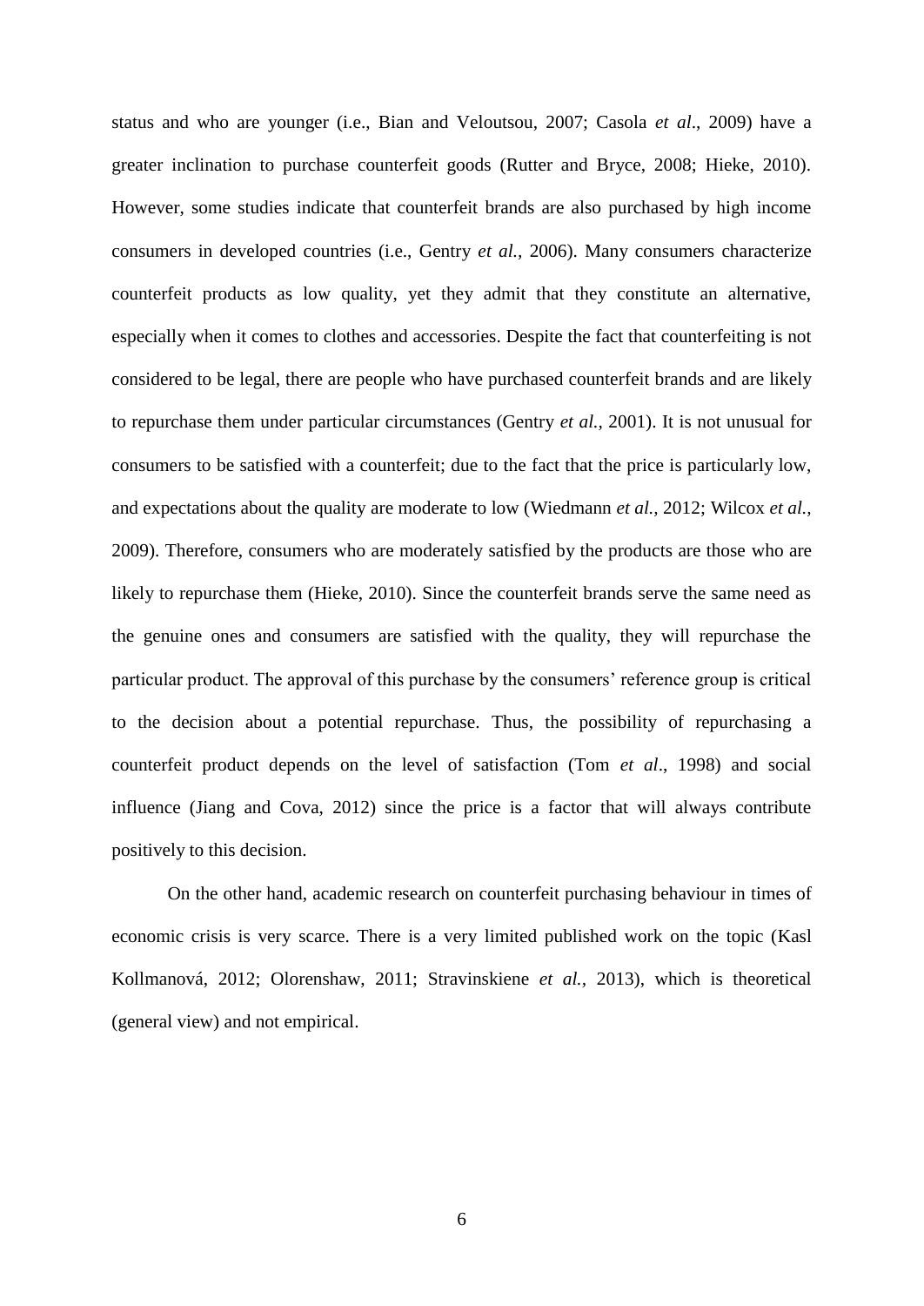status and who are younger (i.e., Bian and Veloutsou, 2007; Casola *et al*., 2009) have a greater inclination to purchase counterfeit goods (Rutter and Bryce, 2008; Hieke, 2010). However, some studies indicate that counterfeit brands are also purchased by high income consumers in developed countries (i.e., Gentry *et al.*, 2006). Many consumers characterize counterfeit products as low quality, yet they admit that they constitute an alternative, especially when it comes to clothes and accessories. Despite the fact that counterfeiting is not considered to be legal, there are people who have purchased counterfeit brands and are likely to repurchase them under particular circumstances (Gentry *et al.*, 2001). It is not unusual for consumers to be satisfied with a counterfeit; due to the fact that the price is particularly low, and expectations about the quality are moderate to low (Wiedmann *et al.*, 2012; Wilcox *et al.*, 2009). Therefore, consumers who are moderately satisfied by the products are those who are likely to repurchase them (Hieke, 2010). Since the counterfeit brands serve the same need as the genuine ones and consumers are satisfied with the quality, they will repurchase the particular product. The approval of this purchase by the consumers' reference group is critical to the decision about a potential repurchase. Thus, the possibility of repurchasing a counterfeit product depends on the level of satisfaction (Tom *et al*., 1998) and social influence (Jiang and Cova, 2012) since the price is a factor that will always contribute positively to this decision.

On the other hand, academic research on counterfeit purchasing behaviour in times of economic crisis is very scarce. There is a very limited published work on the topic (Kasl Kollmanová, 2012; Olorenshaw, 2011; Stravinskiene *et al.*, 2013), which is theoretical (general view) and not empirical.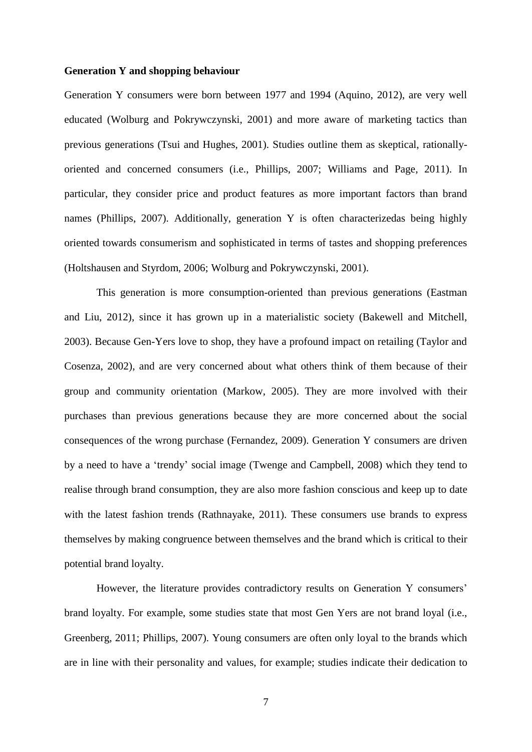**Generation Y and shopping behaviour**

Generation Y consumers were born between 1977 and 1994 (Aquino, 2012), are very well educated (Wolburg and Pokrywczynski, 2001) and more aware of marketing tactics than previous generations (Tsui and Hughes, 2001). Studies outline them as skeptical, rationally-oriented and concerned consumers (i.e., Phillips, 2007; Williams and Page, 2011). In particular, they consider price and product features as more important factors than brand names (Phillips, 2007). Additionally, generation Y is often characterizedas being highly oriented towards consumerism and sophisticated in terms of tastes and shopping preferences (Holtshausen and Styrdom, 2006; Wolburg and Pokrywczynski, 2001).

This generation is more consumption-oriented than previous generations (Eastman and Liu, 2012), since it has grown up in a materialistic society (Bakewell and Mitchell, 2003). Because Gen-Yers love to shop, they have a profound impact on retailing (Taylor and Cosenza, 2002), and are very concerned about what others think of them because of their group and community orientation (Markow, 2005). They are more involved with their purchases than previous generations because they are more concerned about the social consequences of the wrong purchase (Fernandez, 2009). Generation Y consumers are driven by a need to have a 'trendy' social image (Twenge and Campbell, 2008) which they tend to realise through brand consumption, they are also more fashion conscious and keep up to date with the latest fashion trends (Rathnayake, 2011). These consumers use brands to express themselves by making congruence between themselves and the brand which is critical to their potential brand loyalty.

However, the literature provides contradictory results on Generation Y consumers' brand loyalty. For example, some studies state that most Gen Yers are not brand loyal (i.e., Greenberg, 2011; Phillips, 2007). Young consumers are often only loyal to the brands which are in line with their personality and values, for example; studies indicate their dedication to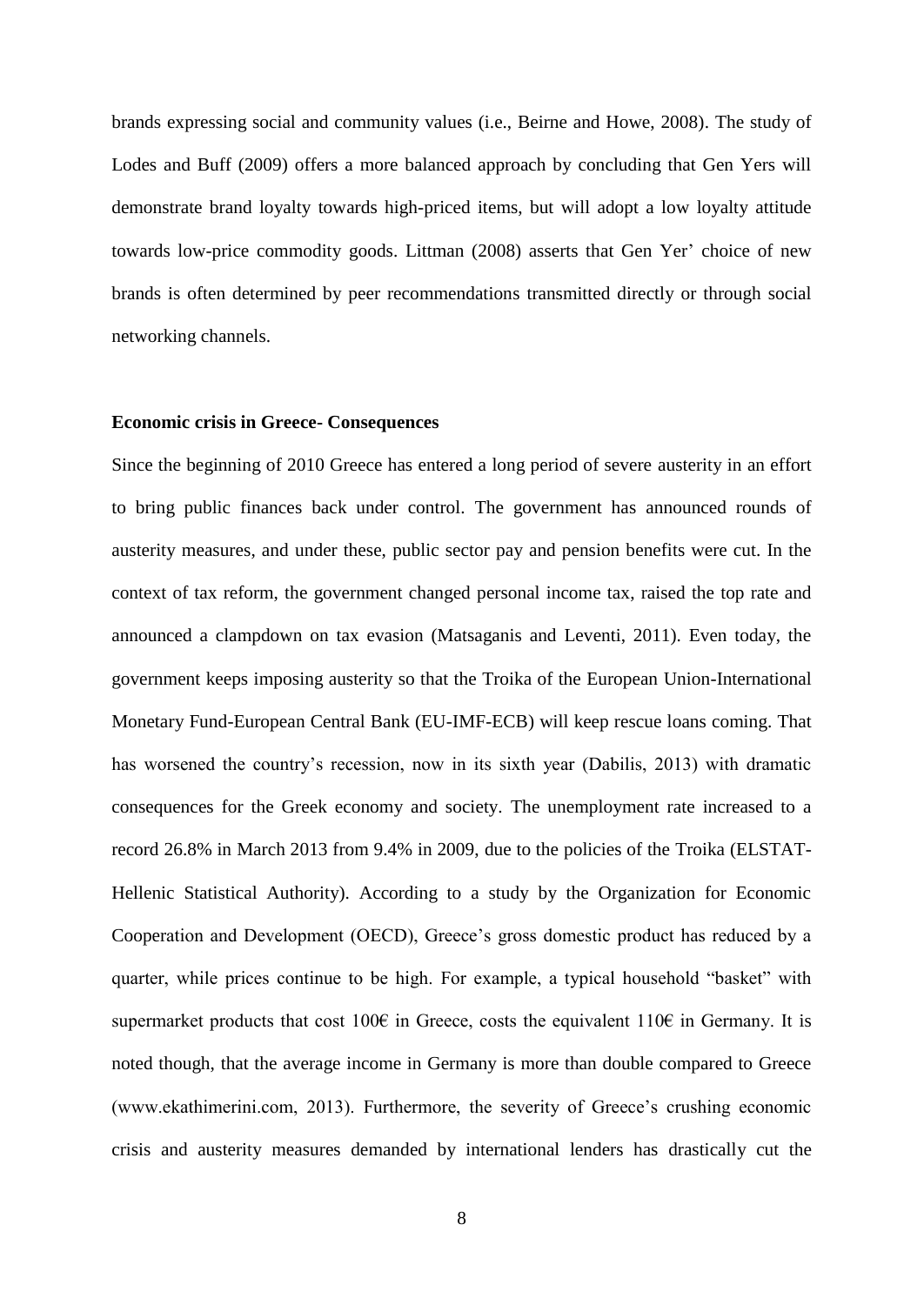brands expressing social and community values (i.e., Beirne and Howe, 2008). The study of Lodes and Buff (2009) offers a more balanced approach by concluding that Gen Yers will demonstrate brand loyalty towards high-priced items, but will adopt a low loyalty attitude towards low-price commodity goods. Littman (2008) asserts that Gen Yer' choice of new brands is often determined by peer recommendations transmitted directly or through social networking channels.

**Economic crisis in Greece- Consequences**

Since the beginning of 2010 Greece has entered a long period of severe austerity in an effort to bring public finances back under control. The government has announced rounds of austerity measures, and under these, public sector pay and pension benefits were cut. In the context of tax reform, the government changed personal income tax, raised the top rate and announced a clampdown on tax evasion (Matsaganis and Leventi, 2011). Even today, the government keeps imposing austerity so that the Troika of the European Union-International Monetary Fund-European Central Bank (EU-IMF-ECB) will keep rescue loans coming. That has worsened the country's recession, now in its sixth year (Dabilis, 2013) with dramatic consequences for the Greek economy and society. The unemployment rate increased to a record 26.8% in March 2013 from 9.4% in 2009, due to the policies of the Troika (ELSTAT-Hellenic Statistical Authority). According to a study by the Organization for Economic Cooperation and Development (OECD), Greece's gross domestic product has reduced by a quarter, while prices continue to be high. For example, a typical household "basket" with supermarket products that cost 100€ in Greece, costs the equivalent 110€ in Germany. It is noted though, that the average income in Germany is more than double compared to Greece (www.ekathimerini.com, 2013). Furthermore, the severity of Greece's crushing economic crisis and austerity measures demanded by international lenders has drastically cut the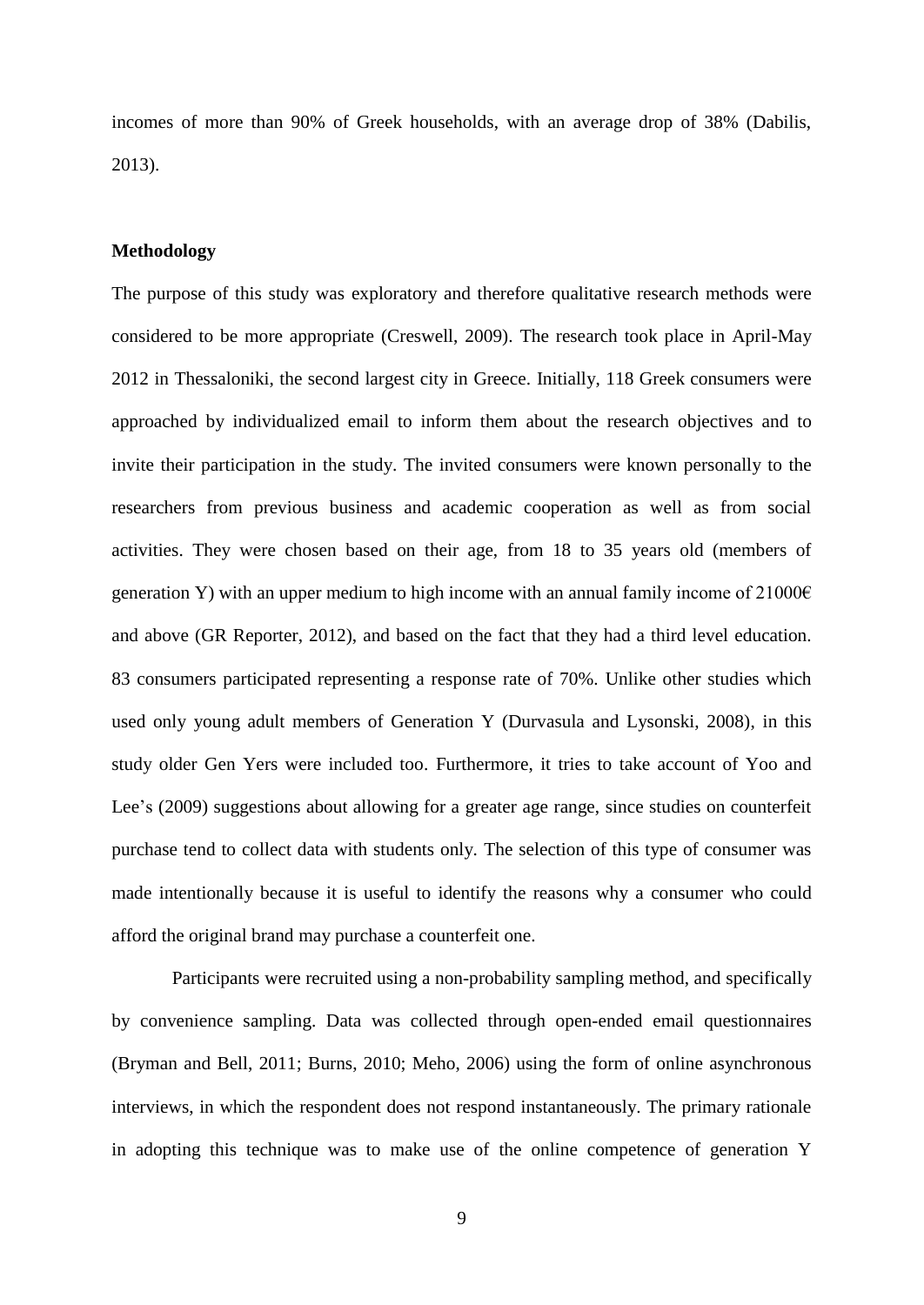incomes of more than 90% of Greek households, with an average drop of 38% (Dabilis, 2013).

## Methodology

The purpose of this study was exploratory and therefore qualitative research methods were considered to be more appropriate (Creswell, 2009). The research took place in April-May 2012 in Thessaloniki, the second largest city in Greece. Initially, 118 Greek consumers were approached by individualized email to inform them about the research objectives and to invite their participation in the study. The invited consumers were known personally to the researchers from previous business and academic cooperation as well as from social activities. They were chosen based on their age, from 18 to 35 years old (members of generation Y) with an upper medium to high income with an annual family income of 21000€ and above (GR Reporter, 2012), and based on the fact that they had a third level education. 83 consumers participated representing a response rate of 70%. Unlike other studies which used only young adult members of Generation Y (Durvasula and Lysonski, 2008), in this study older Gen Yers were included too. Furthermore, it tries to take account of Yoo and Lee's (2009) suggestions about allowing for a greater age range, since studies on counterfeit purchase tend to collect data with students only. The selection of this type of consumer was made intentionally because it is useful to identify the reasons why a consumer who could afford the original brand may purchase a counterfeit one.

Participants were recruited using a non-probability sampling method, and specifically by convenience sampling. Data was collected through open-ended email questionnaires (Bryman and Bell, 2011; Burns, 2010; Meho, 2006) using the form of online asynchronous interviews, in which the respondent does not respond instantaneously. The primary rationale in adopting this technique was to make use of the online competence of generation Y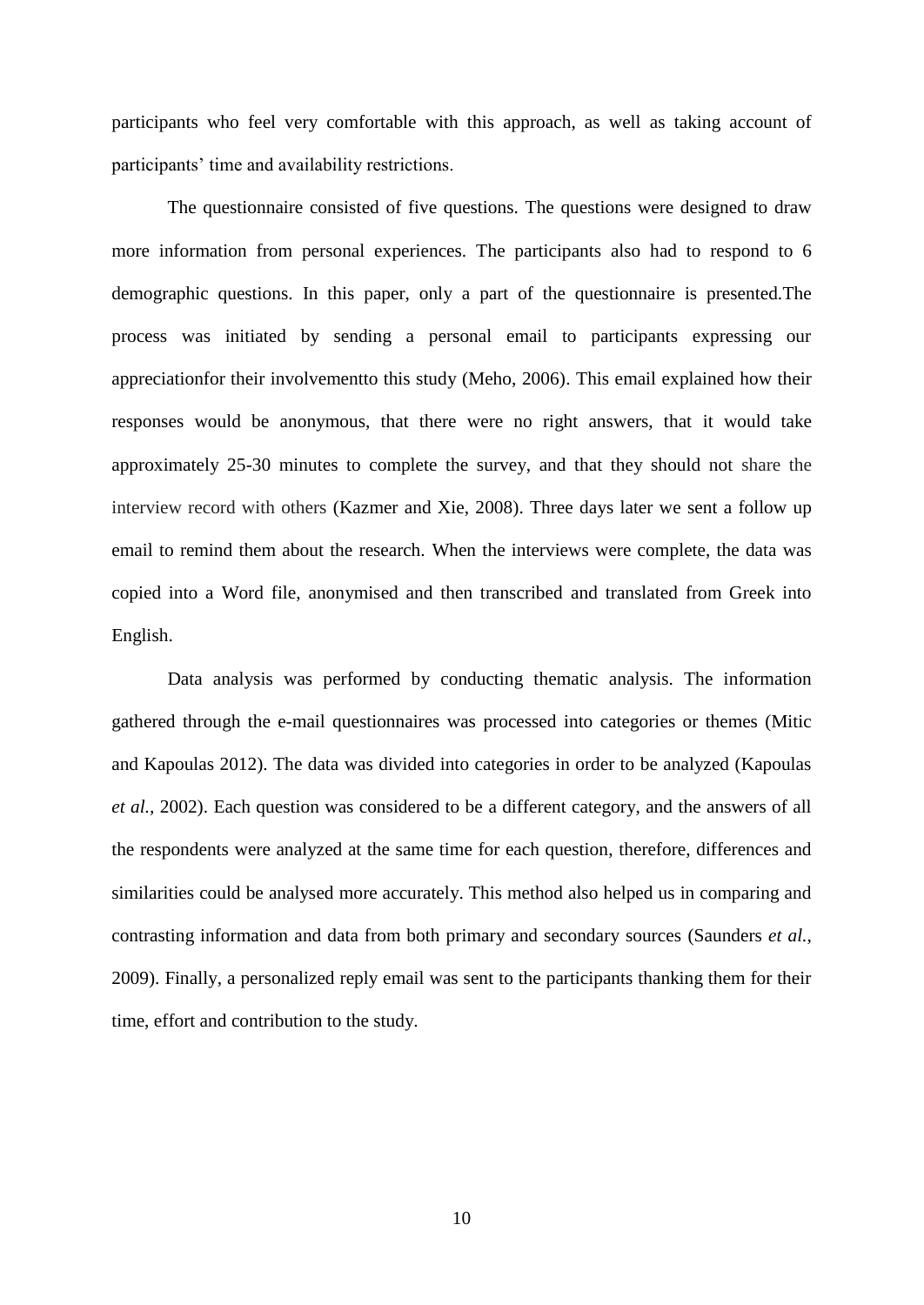participants who feel very comfortable with this approach, as well as taking account of participants' time and availability restrictions.

The questionnaire consisted of five questions. The questions were designed to draw more information from personal experiences. The participants also had to respond to 6 demographic questions. In this paper, only a part of the questionnaire is presented.The process was initiated by sending a personal email to participants expressing our appreciationfor their involvementto this study (Meho, 2006). This email explained how their responses would be anonymous, that there were no right answers, that it would take approximately 25-30 minutes to complete the survey, and that they should not share the interview record with others (Kazmer and Xie, 2008). Three days later we sent a follow up email to remind them about the research. When the interviews were complete, the data was copied into a Word file, anonymised and then transcribed and translated from Greek into English.

Data analysis was performed by conducting thematic analysis. The information gathered through the e-mail questionnaires was processed into categories or themes (Mitic and Kapoulas 2012). The data was divided into categories in order to be analyzed (Kapoulas *et al.,* 2002). Each question was considered to be a different category, and the answers of all the respondents were analyzed at the same time for each question, therefore, differences and similarities could be analysed more accurately. This method also helped us in comparing and contrasting information and data from both primary and secondary sources (Saunders *et al.*, 2009). Finally, a personalized reply email was sent to the participants thanking them for their time, effort and contribution to the study.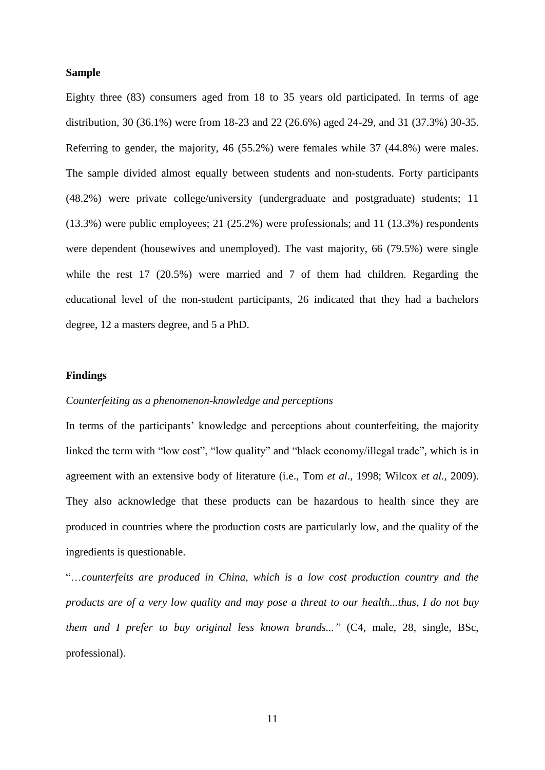**Sample**

Eighty three (83) consumers aged from 18 to 35 years old participated. In terms of age distribution, 30 (36.1%) were from 18-23 and 22 (26.6%) aged 24-29, and 31 (37.3%) 30-35. Referring to gender, the majority, 46 (55.2%) were females while 37 (44.8%) were males. The sample divided almost equally between students and non-students. Forty participants (48.2%) were private college/university (undergraduate and postgraduate) students; 11 (13.3%) were public employees; 21 (25.2%) were professionals; and 11 (13.3%) respondents were dependent (housewives and unemployed). The vast majority, 66 (79.5%) were single while the rest 17 (20.5%) were married and 7 of them had children. Regarding the educational level of the non-student participants, 26 indicated that they had a bachelors degree, 12 a masters degree, and 5 a PhD.

**Findings**

*Counterfeiting as a phenomenon-knowledge and perceptions*

In terms of the participants' knowledge and perceptions about counterfeiting, the majority linked the term with "low cost", "low quality" and "black economy/illegal trade", which is in agreement with an extensive body of literature (i.e., Tom *et al*., 1998; Wilcox *et al.,* 2009). They also acknowledge that these products can be hazardous to health since they are produced in countries where the production costs are particularly low, and the quality of the ingredients is questionable.

"*…counterfeits are produced in China, which is a low cost production country and the products are of a very low quality and may pose a threat to our health...thus, I do not buy them and I prefer to buy original less known brands..."* (C4, male, 28, single, BSc, professional).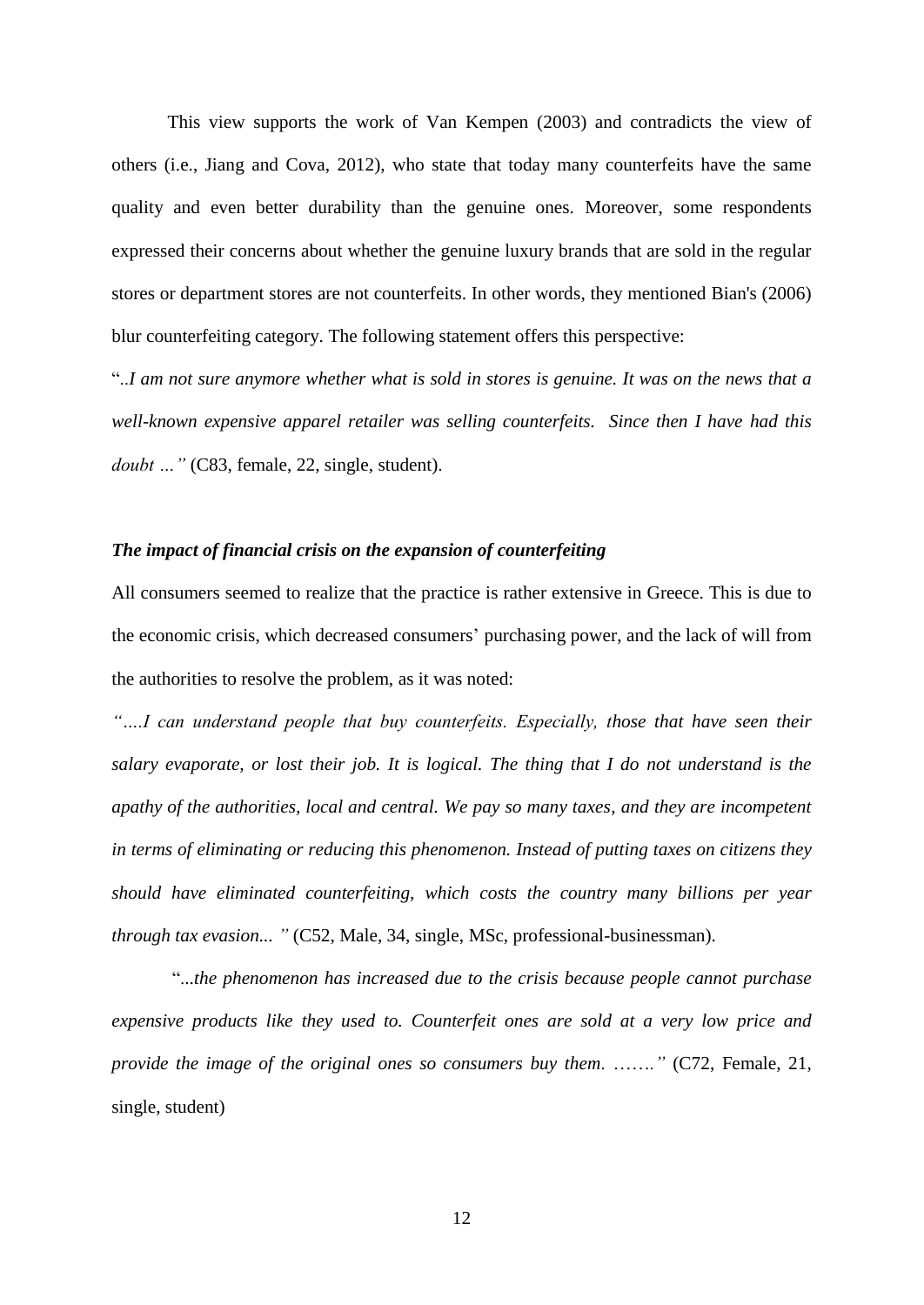This view supports the work of Van Kempen (2003) and contradicts the view of others (i.e., Jiang and Cova, 2012), who state that today many counterfeits have the same quality and even better durability than the genuine ones. Moreover, some respondents expressed their concerns about whether the genuine luxury brands that are sold in the regular stores or department stores are not counterfeits. In other words, they mentioned Bian's (2006) blur counterfeiting category. The following statement offers this perspective:

"*..I am not sure anymore whether what is sold in stores is genuine. It was on the news that a well-known expensive apparel retailer was selling counterfeits. Since then I have had this doubt …"* (C83, female, 22, single, student).

***The impact of financial crisis on the expansion of counterfeiting***

All consumers seemed to realize that the practice is rather extensive in Greece. This is due to the economic crisis, which decreased consumers' purchasing power, and the lack of will from the authorities to resolve the problem, as it was noted:

*"….I can understand people that buy counterfeits. Especially, those that have seen their salary evaporate, or lost their job. It is logical. The thing that I do not understand is the apathy of the authorities, local and central. We pay so many taxes, and they are incompetent in terms of eliminating or reducing this phenomenon. Instead of putting taxes on citizens they should have eliminated counterfeiting, which costs the country many billions per year through tax evasion... "* (C52, Male, 34, single, MSc, professional-businessman).

"*...the phenomenon has increased due to the crisis because people cannot purchase expensive products like they used to. Counterfeit ones are sold at a very low price and provide the image of the original ones so consumers buy them. ……."* (C72, Female, 21, single, student)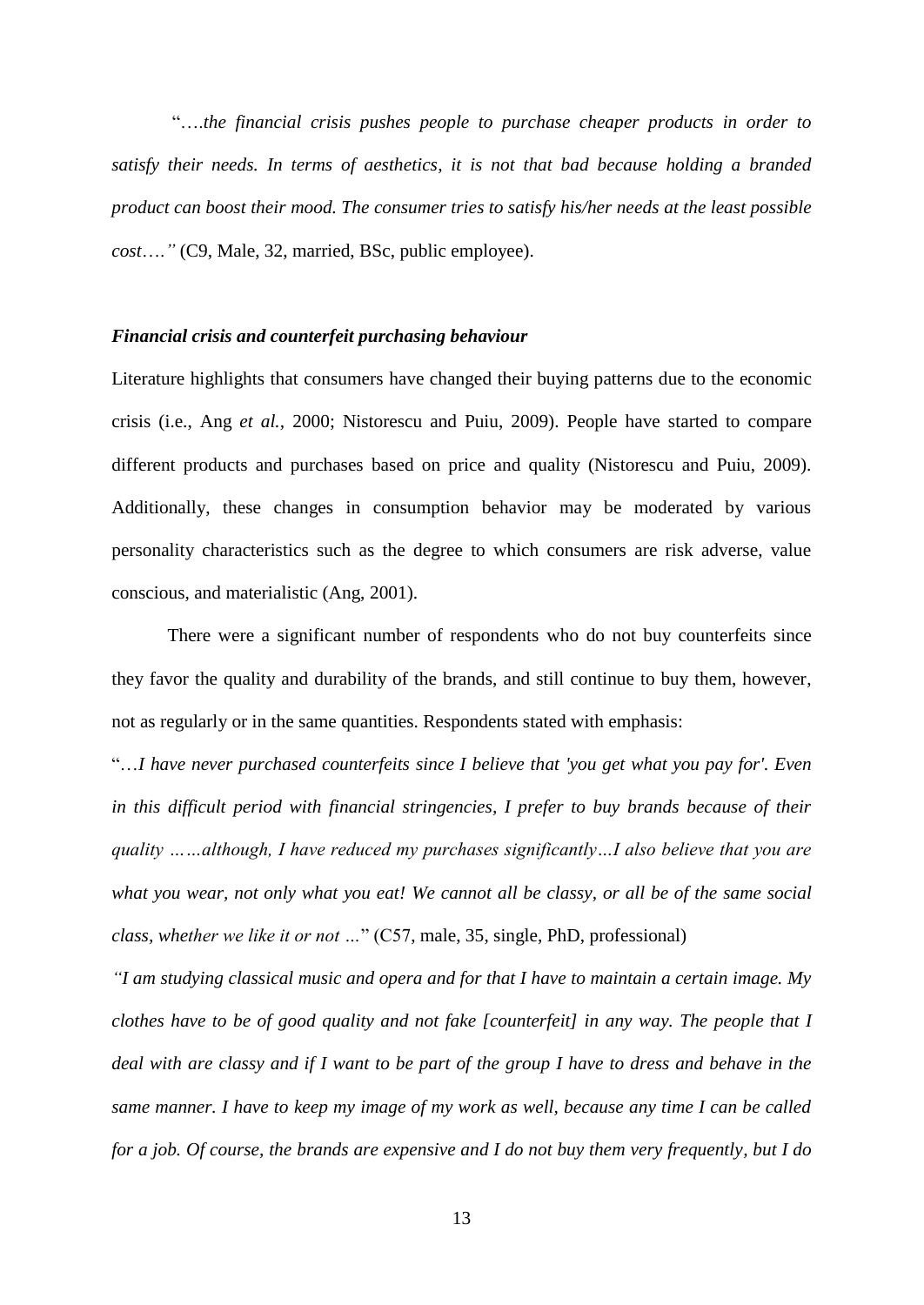"*….the financial crisis pushes people to purchase cheaper products in order to satisfy their needs. In terms of aesthetics, it is not that bad because holding a branded product can boost their mood. The consumer tries to satisfy his/her needs at the least possible cost….*" (C9, Male, 32, married, BSc, public employee).

***Financial crisis and counterfeit purchasing behaviour***

Literature highlights that consumers have changed their buying patterns due to the economic crisis (i.e., Ang *et al.*, 2000; Nistorescu and Puiu, 2009). People have started to compare different products and purchases based on price and quality (Nistorescu and Puiu, 2009). Additionally, these changes in consumption behavior may be moderated by various personality characteristics such as the degree to which consumers are risk adverse, value conscious, and materialistic (Ang, 2001).

There were a significant number of respondents who do not buy counterfeits since they favor the quality and durability of the brands, and still continue to buy them, however, not as regularly or in the same quantities. Respondents stated with emphasis:

"*…I have never purchased counterfeits since I believe that 'you get what you pay for'. Even in this difficult period with financial stringencies, I prefer to buy brands because of their quality ……although, I have reduced my purchases significantly…I also believe that you are what you wear, not only what you eat! We cannot all be classy, or all be of the same social class, whether we like it or not …*" (C57, male, 35, single, PhD, professional)

*"I am studying classical music and opera and for that I have to maintain a certain image. My clothes have to be of good quality and not fake [counterfeit] in any way. The people that I deal with are classy and if I want to be part of the group I have to dress and behave in the same manner. I have to keep my image of my work as well, because any time I can be called for a job. Of course, the brands are expensive and I do not buy them very frequently, but I do*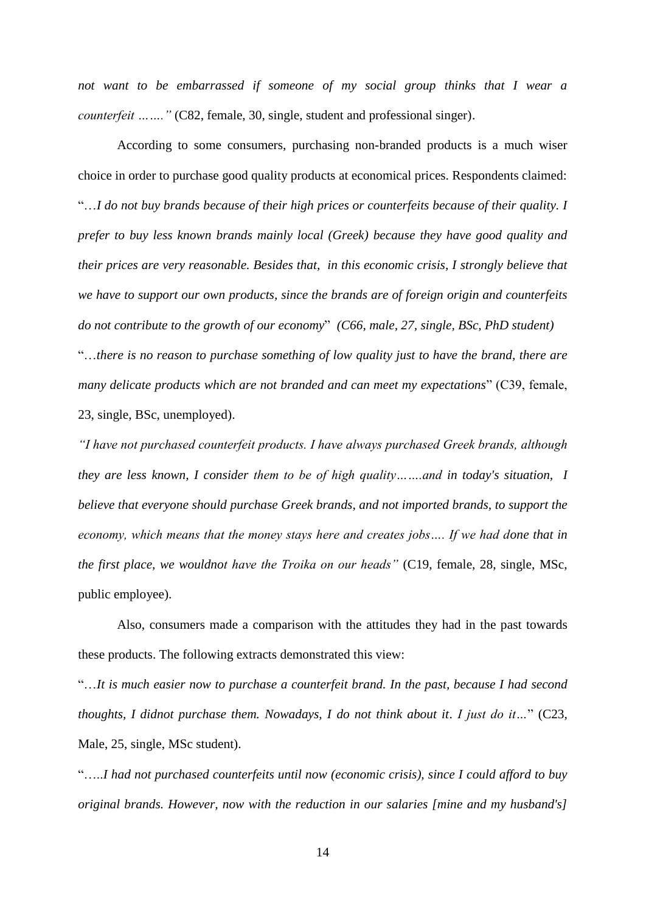*not want to be embarrassed if someone of my social group thinks that I wear a counterfeit …….”* (C82, female, 30, single, student and professional singer).

According to some consumers, purchasing non-branded products is a much wiser choice in order to purchase good quality products at economical prices. Respondents claimed:

"…*I do not buy brands because of their high prices or counterfeits because of their quality. I prefer to buy less known brands mainly local (Greek) because they have good quality and their prices are very reasonable. Besides that, in this economic crisis, I strongly believe that we have to support our own products, since the brands are of foreign origin and counterfeits do not contribute to the growth of our economy*" *(C66, male, 27, single, BSc, PhD student)*

"…*there is no reason to purchase something of low quality just to have the brand, there are many delicate products which are not branded and can meet my expectations*" (C39, female, 23, single, BSc, unemployed).

*"I have not purchased counterfeit products. I have always purchased Greek brands, although they are less known, I consider them to be of high quality…….and in today's situation, I believe that everyone should purchase Greek brands, and not imported brands, to support the economy, which means that the money stays here and creates jobs…. If we had done that in the first place, we wouldnot have the Troika on our heads"* (C19, female, 28, single, MSc, public employee).

Also, consumers made a comparison with the attitudes they had in the past towards these products. The following extracts demonstrated this view:

"…*It is much easier now to purchase a counterfeit brand. In the past, because I had second thoughts, I didnot purchase them. Nowadays, I do not think about it. I just do it…*" (C23, Male, 25, single, MSc student).

"…..*I had not purchased counterfeits until now (economic crisis), since I could afford to buy original brands. However, now with the reduction in our salaries [mine and my husband's]*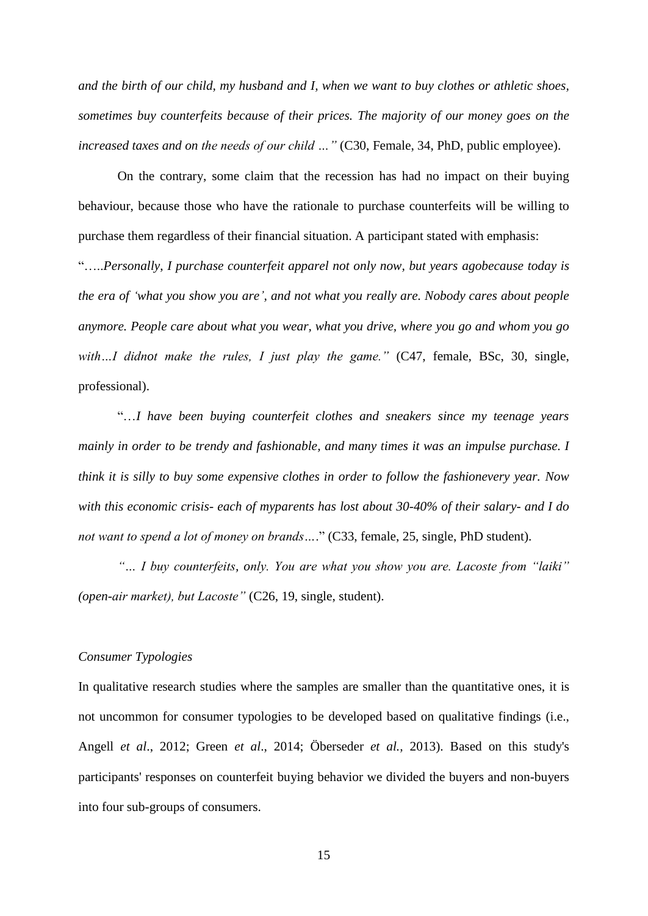*and the birth of our child, my husband and I, when we want to buy clothes or athletic shoes, sometimes buy counterfeits because of their prices. The majority of our money goes on the increased taxes and on the needs of our child …"* (C30, Female, 34, PhD, public employee).

On the contrary, some claim that the recession has had no impact on their buying behaviour, because those who have the rationale to purchase counterfeits will be willing to purchase them regardless of their financial situation. A participant stated with emphasis:

"*…..Personally, I purchase counterfeit apparel not only now, but years agobecause today is the era of 'what you show you are', and not what you really are. Nobody cares about people anymore. People care about what you wear, what you drive, where you go and whom you go with…I didnot make the rules, I just play the game."* (C47, female, BSc, 30, single, professional).

"*…I have been buying counterfeit clothes and sneakers since my teenage years mainly in order to be trendy and fashionable, and many times it was an impulse purchase. I think it is silly to buy some expensive clothes in order to follow the fashionevery year. Now with this economic crisis- each of myparents has lost about 30-40% of their salary- and I do not want to spend a lot of money on brands…*" (C33, female, 25, single, PhD student).

*"… I buy counterfeits, only. You are what you show you are. Lacoste from "laiki" (open-air market), but Lacoste"* (C26, 19, single, student).

*Consumer Typologies*

In qualitative research studies where the samples are smaller than the quantitative ones, it is not uncommon for consumer typologies to be developed based on qualitative findings (i.e., Angell *et al*., 2012; Green *et al*., 2014; Öberseder *et al.*, 2013). Based on this study's participants' responses on counterfeit buying behavior we divided the buyers and non-buyers into four sub-groups of consumers.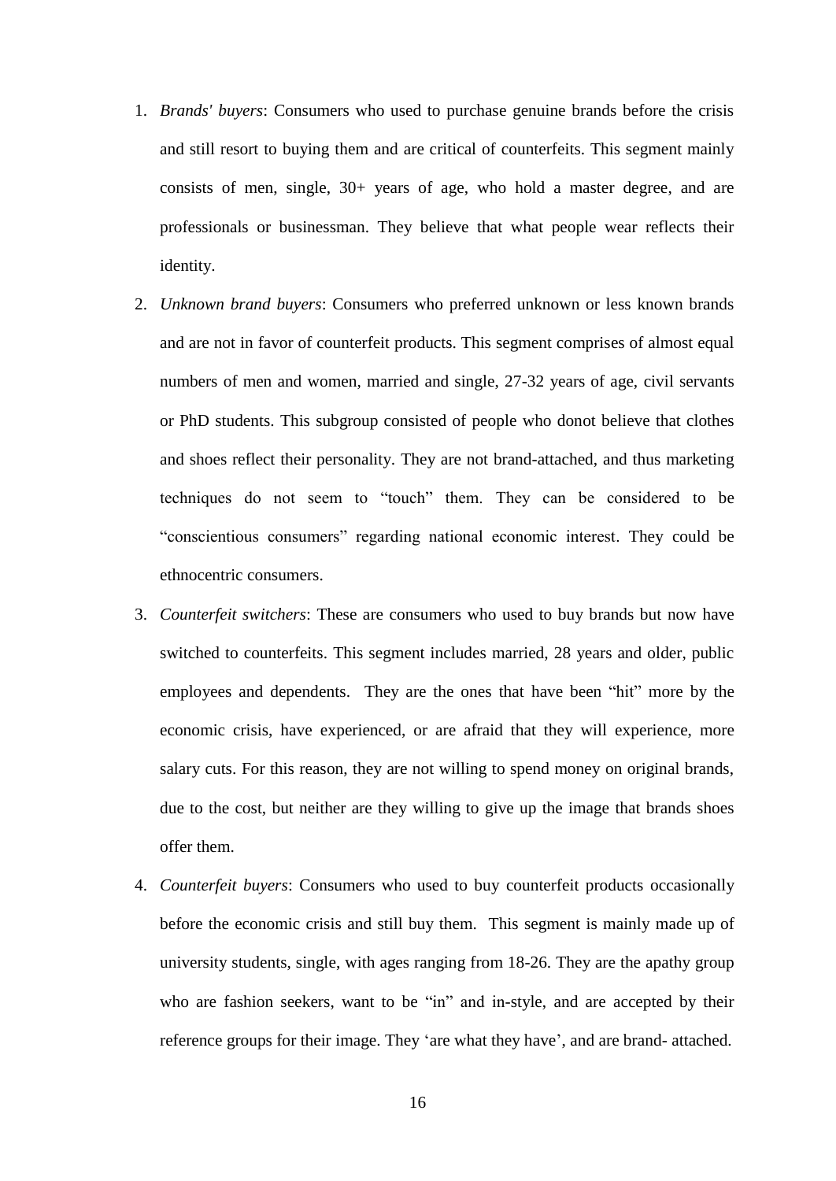1. *Brands' buyers*: Consumers who used to purchase genuine brands before the crisis and still resort to buying them and are critical of counterfeits. This segment mainly consists of men, single, 30+ years of age, who hold a master degree, and are professionals or businessman. They believe that what people wear reflects their identity.
2. *Unknown brand buyers*: Consumers who preferred unknown or less known brands and are not in favor of counterfeit products. This segment comprises of almost equal numbers of men and women, married and single, 27-32 years of age, civil servants or PhD students. This subgroup consisted of people who donot believe that clothes and shoes reflect their personality. They are not brand-attached, and thus marketing techniques do not seem to "touch" them. They can be considered to be "conscientious consumers" regarding national economic interest. They could be ethnocentric consumers.
3. *Counterfeit switchers*: These are consumers who used to buy brands but now have switched to counterfeits. This segment includes married, 28 years and older, public employees and dependents. They are the ones that have been "hit" more by the economic crisis, have experienced, or are afraid that they will experience, more salary cuts. For this reason, they are not willing to spend money on original brands, due to the cost, but neither are they willing to give up the image that brands shoes offer them.
4. *Counterfeit buyers*: Consumers who used to buy counterfeit products occasionally before the economic crisis and still buy them. This segment is mainly made up of university students, single, with ages ranging from 18-26. They are the apathy group who are fashion seekers, want to be "in" and in-style, and are accepted by their reference groups for their image. They 'are what they have', and are brand- attached.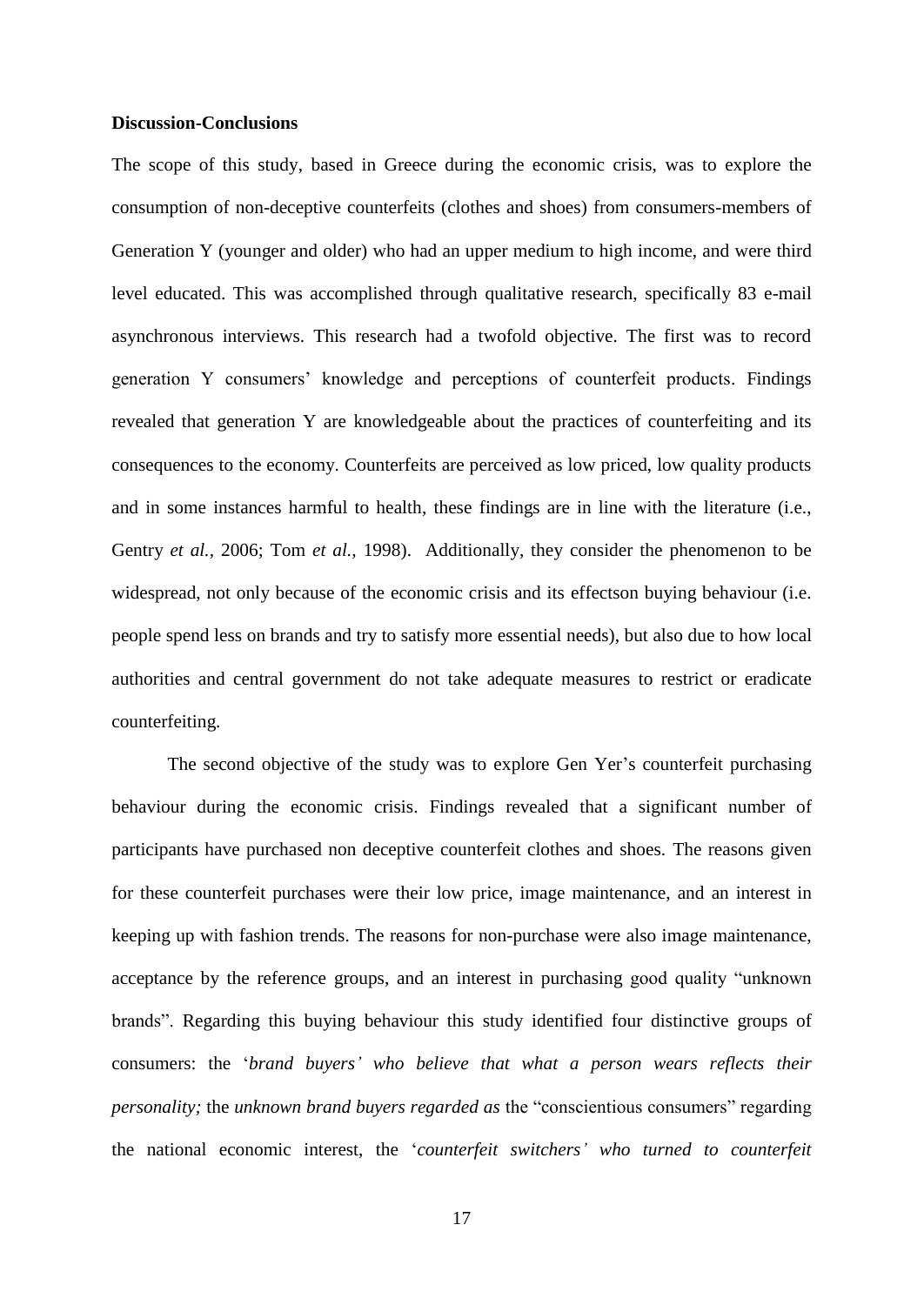**Discussion-Conclusions**

The scope of this study, based in Greece during the economic crisis, was to explore the consumption of non-deceptive counterfeits (clothes and shoes) from consumers-members of Generation Y (younger and older) who had an upper medium to high income, and were third level educated. This was accomplished through qualitative research, specifically 83 e-mail asynchronous interviews. This research had a twofold objective. The first was to record generation Y consumers' knowledge and perceptions of counterfeit products. Findings revealed that generation Y are knowledgeable about the practices of counterfeiting and its consequences to the economy. Counterfeits are perceived as low priced, low quality products and in some instances harmful to health, these findings are in line with the literature (i.e., Gentry *et al.,* 2006; Tom *et al.,* 1998). Additionally, they consider the phenomenon to be widespread, not only because of the economic crisis and its effectson buying behaviour (i.e. people spend less on brands and try to satisfy more essential needs), but also due to how local authorities and central government do not take adequate measures to restrict or eradicate counterfeiting.

The second objective of the study was to explore Gen Yer's counterfeit purchasing behaviour during the economic crisis. Findings revealed that a significant number of participants have purchased non deceptive counterfeit clothes and shoes. The reasons given for these counterfeit purchases were their low price, image maintenance, and an interest in keeping up with fashion trends. The reasons for non-purchase were also image maintenance, acceptance by the reference groups, and an interest in purchasing good quality "unknown brands". Regarding this buying behaviour this study identified four distinctive groups of consumers: the '*brand buyers' who believe that what a person wears reflects their personality;* the *unknown brand buyers regarded as* the "conscientious consumers" regarding the national economic interest, the '*counterfeit switchers' who turned to counterfeit*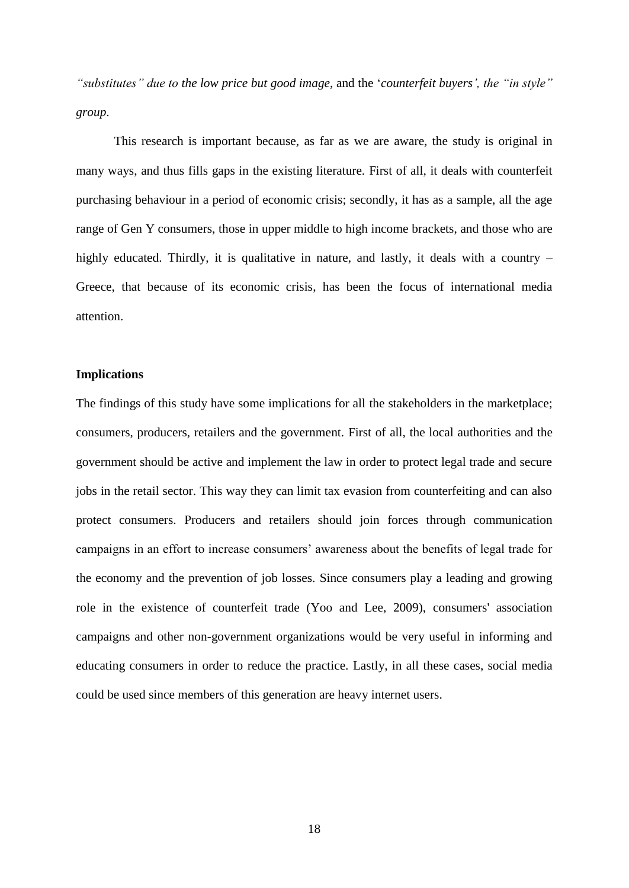*"substitutes" due to the low price but good image*, and the '*counterfeit buyers', the "in style" group*.

This research is important because, as far as we are aware, the study is original in many ways, and thus fills gaps in the existing literature. First of all, it deals with counterfeit purchasing behaviour in a period of economic crisis; secondly, it has as a sample, all the age range of Gen Y consumers, those in upper middle to high income brackets, and those who are highly educated. Thirdly, it is qualitative in nature, and lastly, it deals with a country – Greece, that because of its economic crisis, has been the focus of international media attention.

**Implications**

The findings of this study have some implications for all the stakeholders in the marketplace; consumers, producers, retailers and the government. First of all, the local authorities and the government should be active and implement the law in order to protect legal trade and secure jobs in the retail sector. This way they can limit tax evasion from counterfeiting and can also protect consumers. Producers and retailers should join forces through communication campaigns in an effort to increase consumers' awareness about the benefits of legal trade for the economy and the prevention of job losses. Since consumers play a leading and growing role in the existence of counterfeit trade (Yoo and Lee, 2009), consumers' association campaigns and other non-government organizations would be very useful in informing and educating consumers in order to reduce the practice. Lastly, in all these cases, social media could be used since members of this generation are heavy internet users.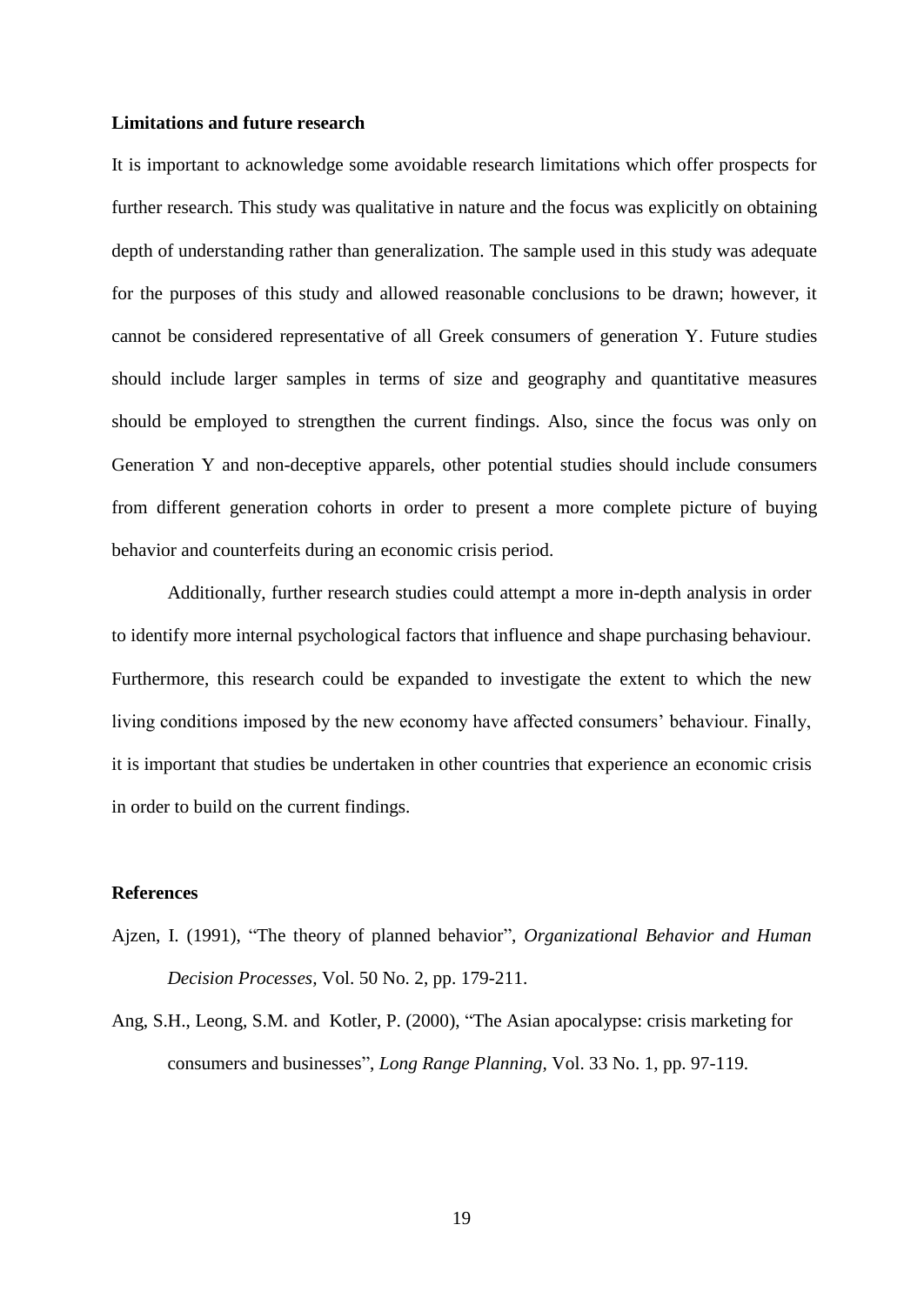**Limitations and future research**

It is important to acknowledge some avoidable research limitations which offer prospects for further research. This study was qualitative in nature and the focus was explicitly on obtaining depth of understanding rather than generalization. The sample used in this study was adequate for the purposes of this study and allowed reasonable conclusions to be drawn; however, it cannot be considered representative of all Greek consumers of generation Y. Future studies should include larger samples in terms of size and geography and quantitative measures should be employed to strengthen the current findings. Also, since the focus was only on Generation Y and non-deceptive apparels, other potential studies should include consumers from different generation cohorts in order to present a more complete picture of buying behavior and counterfeits during an economic crisis period.

Additionally, further research studies could attempt a more in-depth analysis in order to identify more internal psychological factors that influence and shape purchasing behaviour. Furthermore, this research could be expanded to investigate the extent to which the new living conditions imposed by the new economy have affected consumers' behaviour. Finally, it is important that studies be undertaken in other countries that experience an economic crisis in order to build on the current findings.

**References**

Ajzen, I. (1991), "The theory of planned behavior", *Organizational Behavior and Human Decision Processes*, Vol. 50 No. 2, pp. 179-211.

Ang, S.H., Leong, S.M. and Kotler, P. (2000), "The Asian apocalypse: crisis marketing for consumers and businesses", *Long Range Planning*, Vol. 33 No. 1, pp. 97-119.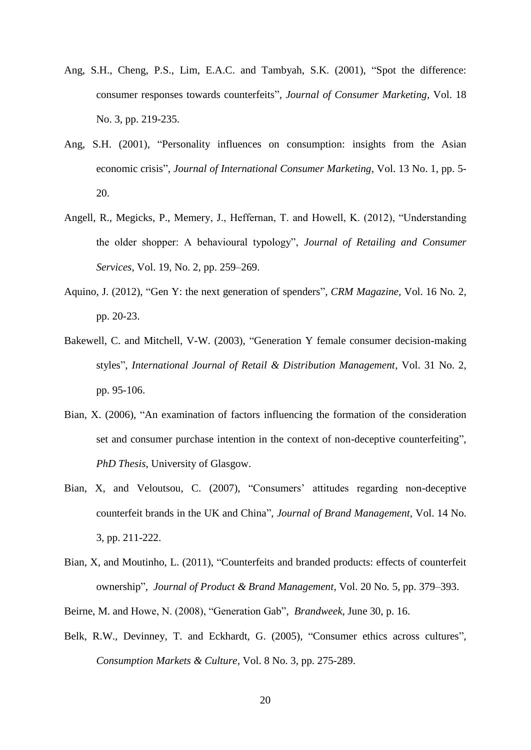Ang, S.H., Cheng, P.S., Lim, E.A.C. and Tambyah, S.K. (2001), "Spot the difference: consumer responses towards counterfeits", *Journal of Consumer Marketing*, Vol. 18 No. 3, pp. 219-235.

Ang, S.H. (2001), "Personality influences on consumption: insights from the Asian economic crisis", *Journal of International Consumer Marketing*, Vol. 13 No. 1, pp. 5-20.

Angell, R., Megicks, P., Memery, J., Heffernan, T. and Howell, K. (2012), "Understanding the older shopper: A behavioural typology", *Journal of Retailing and Consumer Services*, Vol. 19, No. 2, pp. 259–269.

Aquino, J. (2012), "Gen Y: the next generation of spenders", *CRM Magazine*, Vol. 16 No. 2, pp. 20-23.

Bakewell, C. and Mitchell, V-W. (2003), "Generation Y female consumer decision-making styles", *International Journal of Retail & Distribution Management*, Vol. 31 No. 2, pp. 95-106.

Bian, X. (2006), "An examination of factors influencing the formation of the consideration set and consumer purchase intention in the context of non-deceptive counterfeiting", *PhD Thesis*, University of Glasgow.

Bian, X, and Veloutsou, C. (2007), "Consumers' attitudes regarding non-deceptive counterfeit brands in the UK and China", *Journal of Brand Management*, Vol. 14 No. 3, pp. 211-222.

Bian, X, and Moutinho, L. (2011), "Counterfeits and branded products: effects of counterfeit ownership", *Journal of Product & Brand Management*, Vol. 20 No. 5, pp. 379–393.

Beirne, M. and Howe, N. (2008), "Generation Gab", *Brandweek*, June 30, p. 16.

Belk, R.W., Devinney, T. and Eckhardt, G. (2005), "Consumer ethics across cultures", *Consumption Markets & Culture*, Vol. 8 No. 3, pp. 275-289.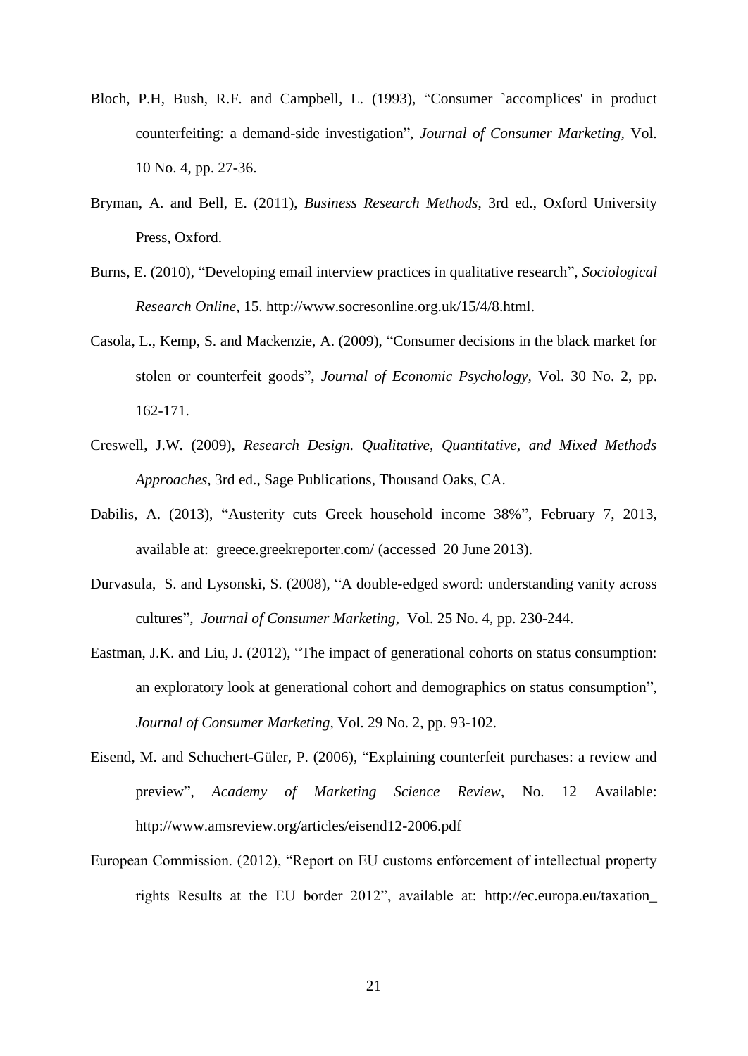Bloch, P.H, Bush, R.F. and Campbell, L. (1993), "Consumer `accomplices' in product counterfeiting: a demand-side investigation", *Journal of Consumer Marketing*, Vol. 10 No. 4, pp. 27-36.

Bryman, A. and Bell, E. (2011), *Business Research Methods*, 3rd ed., Oxford University Press, Oxford.

Burns, E. (2010), "Developing email interview practices in qualitative research", *Sociological Research Online*, 15. http://www.socresonline.org.uk/15/4/8.html.

Casola, L., Kemp, S. and Mackenzie, A. (2009), "Consumer decisions in the black market for stolen or counterfeit goods", *Journal of Economic Psychology*, Vol. 30 No. 2, pp. 162-171.

Creswell, J.W. (2009), *Research Design. Qualitative, Quantitative, and Mixed Methods Approaches*, 3rd ed., Sage Publications, Thousand Oaks, CA.

Dabilis, A. (2013), "Austerity cuts Greek household income 38%", February 7, 2013, available at: greece.greekreporter.com/ (accessed 20 June 2013).

Durvasula, S. and Lysonski, S. (2008), "A double-edged sword: understanding vanity across cultures", *Journal of Consumer Marketing*, Vol. 25 No. 4, pp. 230-244.

Eastman, J.K. and Liu, J. (2012), "The impact of generational cohorts on status consumption: an exploratory look at generational cohort and demographics on status consumption", *Journal of Consumer Marketing*, Vol. 29 No. 2, pp. 93-102.

Eisend, M. and Schuchert-Güler, P. (2006), "Explaining counterfeit purchases: a review and preview", *Academy of Marketing Science Review*, No. 12 Available: http://www.amsreview.org/articles/eisend12-2006.pdf

European Commission. (2012), "Report on EU customs enforcement of intellectual property rights Results at the EU border 2012", available at: http://ec.europa.eu/taxation_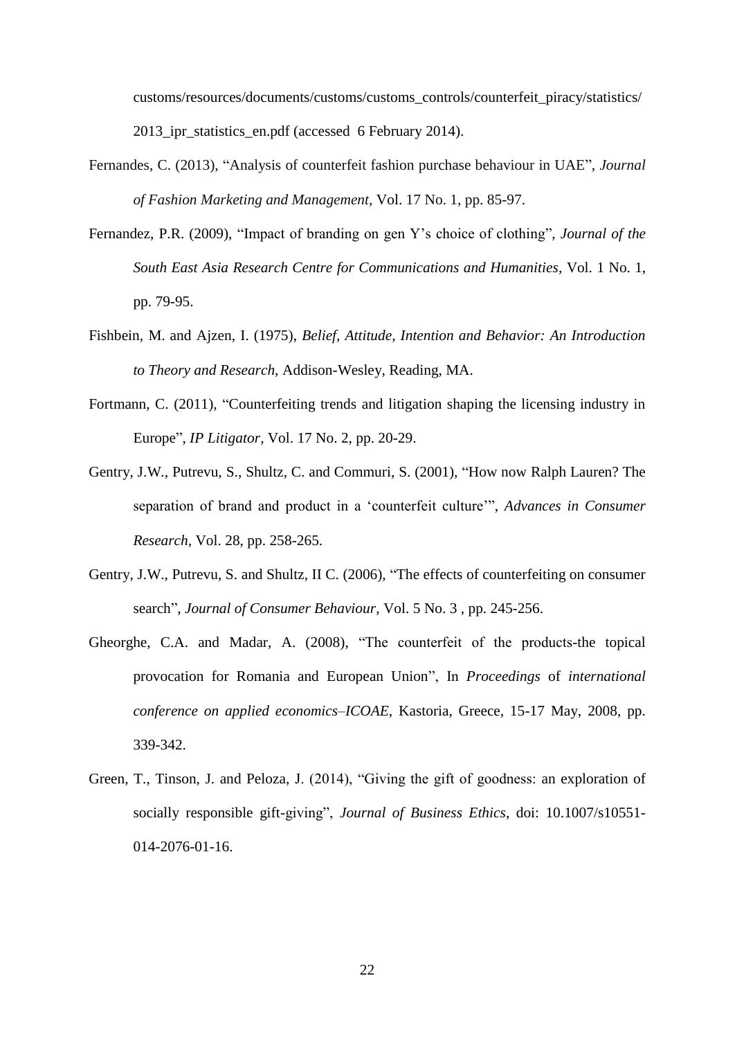customs/resources/documents/customs/customs_controls/counterfeit_piracy/statistics/2013_ipr_statistics_en.pdf (accessed 6 February 2014).

Fernandes, C. (2013), "Analysis of counterfeit fashion purchase behaviour in UAE", *Journal of Fashion Marketing and Management*, Vol. 17 No. 1, pp. 85-97.

Fernandez, P.R. (2009), "Impact of branding on gen Y's choice of clothing", *Journal of the South East Asia Research Centre for Communications and Humanities*, Vol. 1 No. 1, pp. 79-95.

Fishbein, M. and Ajzen, I. (1975), *Belief, Attitude, Intention and Behavior: An Introduction to Theory and Research*, Addison-Wesley, Reading, MA.

Fortmann, C. (2011), "Counterfeiting trends and litigation shaping the licensing industry in Europe", *IP Litigator*, Vol. 17 No. 2, pp. 20-29.

Gentry, J.W., Putrevu, S., Shultz, C. and Commuri, S. (2001), "How now Ralph Lauren? The separation of brand and product in a 'counterfeit culture'", *Advances in Consumer Research*, Vol. 28, pp. 258-265.

Gentry, J.W., Putrevu, S. and Shultz, II C. (2006), "The effects of counterfeiting on consumer search", *Journal of Consumer Behaviour*, Vol. 5 No. 3 , pp. 245-256.

Gheorghe, C.A. and Madar, A. (2008), "The counterfeit of the products-the topical provocation for Romania and European Union", In *Proceedings* of *international conference on applied economics–ICOAE*, Kastoria, Greece, 15-17 May, 2008, pp. 339-342.

Green, T., Tinson, J. and Peloza, J. (2014), "Giving the gift of goodness: an exploration of socially responsible gift-giving", *Journal of Business Ethics*, doi: 10.1007/s10551-014-2076-01-16.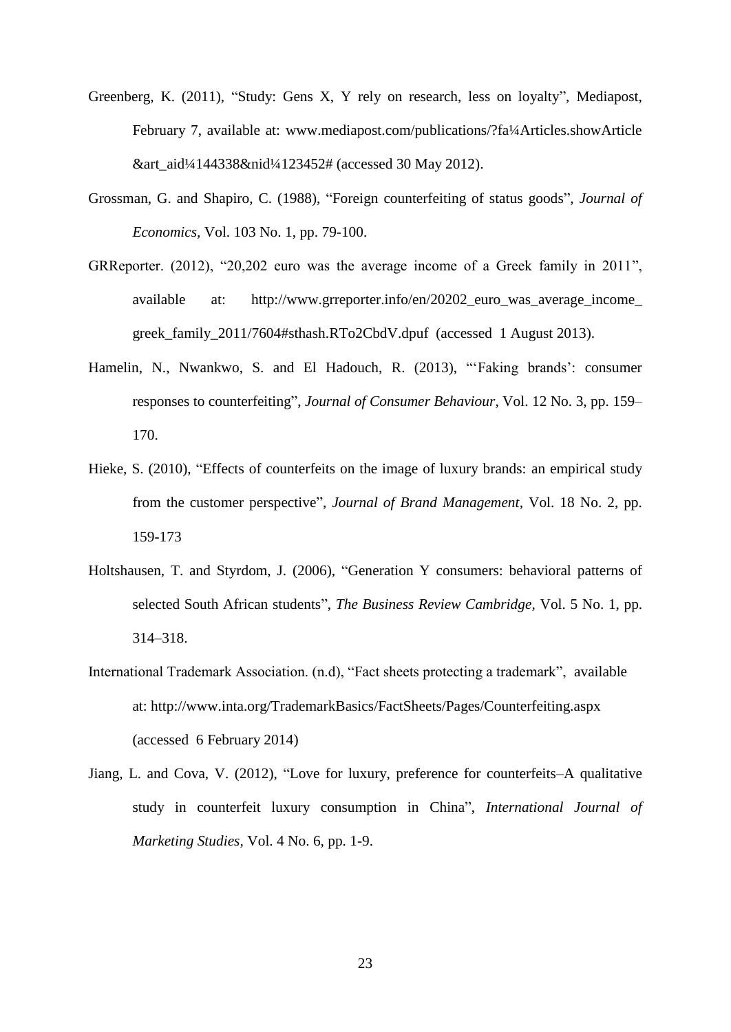Greenberg, K. (2011), "Study: Gens X, Y rely on research, less on loyalty", Mediapost, February 7, available at: www.mediapost.com/publications/?fa¼Articles.showArticle &art_aid¼144338&nid¼123452# (accessed 30 May 2012).

Grossman, G. and Shapiro, C. (1988), "Foreign counterfeiting of status goods", *Journal of Economics*, Vol. 103 No. 1, pp. 79-100.

GRReporter. (2012), "20,202 euro was the average income of a Greek family in 2011", available at: http://www.grreporter.info/en/20202_euro_was_average_income_greek_family_2011/7604#sthash.RTo2CbdV.dpuf (accessed 1 August 2013).

Hamelin, N., Nwankwo, S. and El Hadouch, R. (2013), "'Faking brands': consumer responses to counterfeiting", *Journal of Consumer Behaviour*, Vol. 12 No. 3, pp. 159–170.

Hieke, S. (2010), "Effects of counterfeits on the image of luxury brands: an empirical study from the customer perspective", *Journal of Brand Management*, Vol. 18 No. 2, pp. 159-173

Holtshausen, T. and Styrdom, J. (2006), "Generation Y consumers: behavioral patterns of selected South African students", *The Business Review Cambridge*, Vol. 5 No. 1, pp. 314–318.

International Trademark Association. (n.d), "Fact sheets protecting a trademark", available at: http://www.inta.org/TrademarkBasics/FactSheets/Pages/Counterfeiting.aspx (accessed 6 February 2014)

Jiang, L. and Cova, V. (2012), "Love for luxury, preference for counterfeits–A qualitative study in counterfeit luxury consumption in China", *International Journal of Marketing Studies*, Vol. 4 No. 6, pp. 1-9.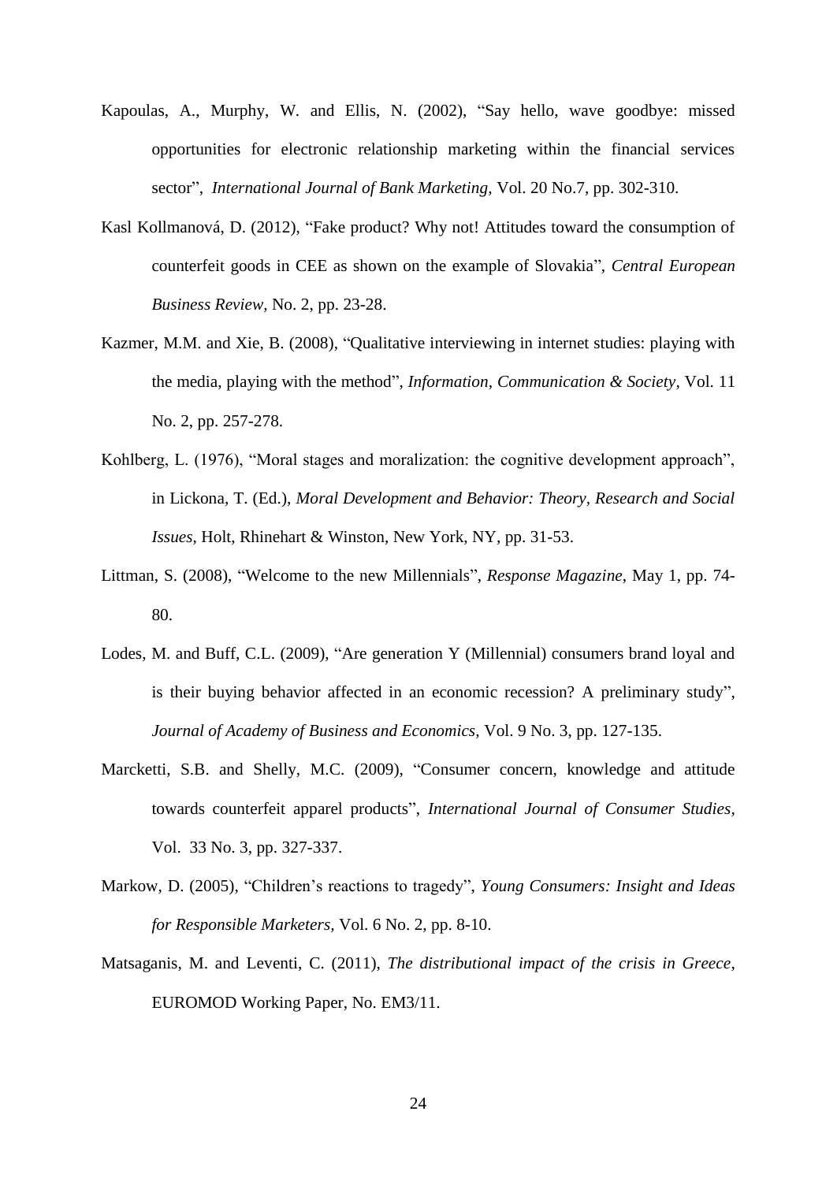Kapoulas, A., Murphy, W. and Ellis, N. (2002), "Say hello, wave goodbye: missed opportunities for electronic relationship marketing within the financial services sector", *International Journal of Bank Marketing*, Vol. 20 No.7, pp. 302-310.

Kasl Kollmanová, D. (2012), "Fake product? Why not! Attitudes toward the consumption of counterfeit goods in CEE as shown on the example of Slovakia", *Central European Business Review*, No. 2, pp. 23-28.

Kazmer, M.M. and Xie, B. (2008), "Qualitative interviewing in internet studies: playing with the media, playing with the method", *Information, Communication & Society*, Vol. 11 No. 2, pp. 257-278.

Kohlberg, L. (1976), "Moral stages and moralization: the cognitive development approach", in Lickona, T. (Ed.), *Moral Development and Behavior: Theory, Research and Social Issues*, Holt, Rhinehart & Winston, New York, NY, pp. 31-53.

Littman, S. (2008), "Welcome to the new Millennials", *Response Magazine*, May 1, pp. 74-80.

Lodes, M. and Buff, C.L. (2009), "Are generation Y (Millennial) consumers brand loyal and is their buying behavior affected in an economic recession? A preliminary study", *Journal of Academy of Business and Economics*, Vol. 9 No. 3, pp. 127-135.

Marcketti, S.B. and Shelly, M.C. (2009), "Consumer concern, knowledge and attitude towards counterfeit apparel products", *International Journal of Consumer Studies*, Vol. 33 No. 3, pp. 327-337.

Markow, D. (2005), "Children's reactions to tragedy", *Young Consumers: Insight and Ideas for Responsible Marketers*, Vol. 6 No. 2, pp. 8-10.

Matsaganis, M. and Leventi, C. (2011), *The distributional impact of the crisis in Greece*, EUROMOD Working Paper, No. EM3/11.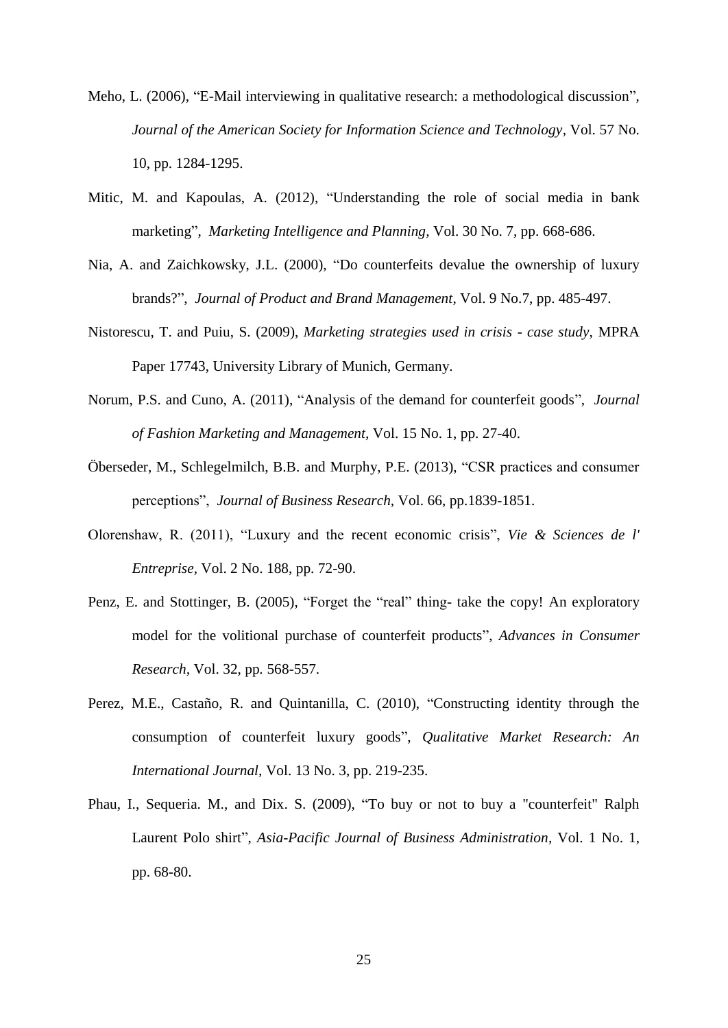Meho, L. (2006), “E-Mail interviewing in qualitative research: a methodological discussion”, *Journal of the American Society for Information Science and Technology*, Vol. 57 No. 10, pp. 1284-1295.

Mitic, M. and Kapoulas, A. (2012), “Understanding the role of social media in bank marketing”, *Marketing Intelligence and Planning*, Vol. 30 No. 7, pp. 668-686.

Nia, A. and Zaichkowsky, J.L. (2000), “Do counterfeits devalue the ownership of luxury brands?”, *Journal of Product and Brand Management*, Vol. 9 No.7, pp. 485-497.

Nistorescu, T. and Puiu, S. (2009), *Marketing strategies used in crisis - case study*, MPRA Paper 17743, University Library of Munich, Germany.

Norum, P.S. and Cuno, A. (2011), “Analysis of the demand for counterfeit goods”, *Journal of Fashion Marketing and Management*, Vol. 15 No. 1, pp. 27-40.

Öberseder, M., Schlegelmilch, B.B. and Murphy, P.E. (2013), “CSR practices and consumer perceptions”, *Journal of Business Research*, Vol. 66, pp.1839-1851.

Olorenshaw, R. (2011), “Luxury and the recent economic crisis”, *Vie & Sciences de l' Entreprise*, Vol. 2 No. 188, pp. 72-90.

Penz, E. and Stottinger, B. (2005), “Forget the “real” thing- take the copy! An exploratory model for the volitional purchase of counterfeit products”, *Advances in Consumer Research*, Vol. 32, pp. 568-557.

Perez, M.E., Castaño, R. and Quintanilla, C. (2010), “Constructing identity through the consumption of counterfeit luxury goods”, *Qualitative Market Research: An International Journal*, Vol. 13 No. 3, pp. 219-235.

Phau, I., Sequeria. M., and Dix. S. (2009), “To buy or not to buy a "counterfeit" Ralph Laurent Polo shirt”, *Asia-Pacific Journal of Business Administration*, Vol. 1 No. 1, pp. 68-80.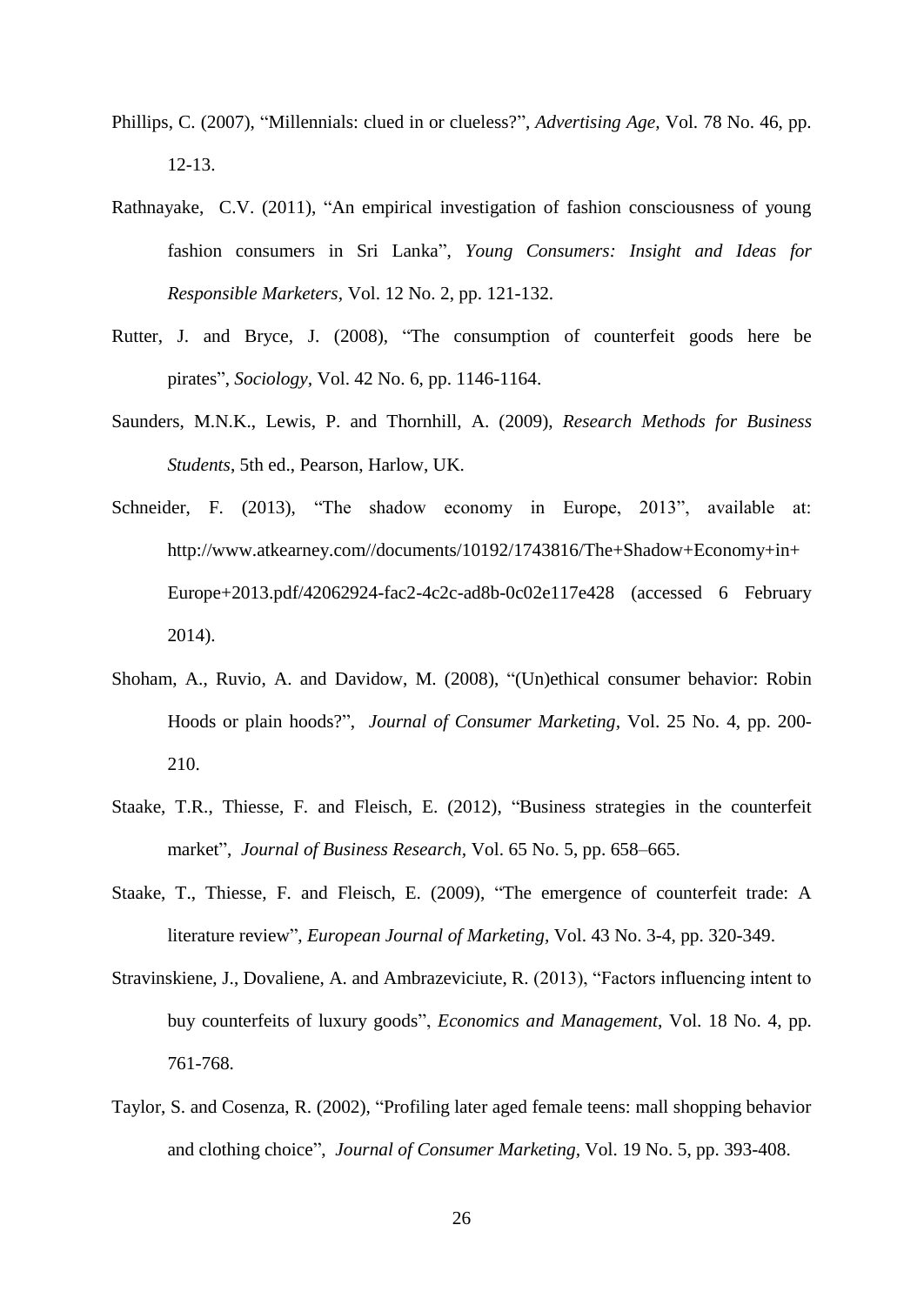Phillips, C. (2007), “Millennials: clued in or clueless?”, *Advertising Age*, Vol. 78 No. 46, pp. 12-13.

Rathnayake, C.V. (2011), “An empirical investigation of fashion consciousness of young fashion consumers in Sri Lanka”, *Young Consumers: Insight and Ideas for Responsible Marketers*, Vol. 12 No. 2, pp. 121-132.

Rutter, J. and Bryce, J. (2008), “The consumption of counterfeit goods here be pirates”, *Sociology*, Vol. 42 No. 6, pp. 1146-1164.

Saunders, M.N.K., Lewis, P. and Thornhill, A. (2009), *Research Methods for Business Students*, 5th ed., Pearson, Harlow, UK.

Schneider, F. (2013), “The shadow economy in Europe, 2013”, available at: http://www.atkearney.com//documents/10192/1743816/The+Shadow+Economy+in+Europe+2013.pdf/42062924-fac2-4c2c-ad8b-0c02e117e428 (accessed 6 February 2014).

Shoham, A., Ruvio, A. and Davidow, M. (2008), “(Un)ethical consumer behavior: Robin Hoods or plain hoods?”, *Journal of Consumer Marketing*, Vol. 25 No. 4, pp. 200-210.

Staake, T.R., Thiesse, F. and Fleisch, E. (2012), “Business strategies in the counterfeit market”, *Journal of Business Research*, Vol. 65 No. 5, pp. 658–665.

Staake, T., Thiesse, F. and Fleisch, E. (2009), “The emergence of counterfeit trade: A literature review”, *European Journal of Marketing*, Vol. 43 No. 3-4, pp. 320-349.

Stravinskiene, J., Dovaliene, A. and Ambrazeviciute, R. (2013), “Factors influencing intent to buy counterfeits of luxury goods”, *Economics and Management*, Vol. 18 No. 4, pp. 761-768.

Taylor, S. and Cosenza, R. (2002), “Profiling later aged female teens: mall shopping behavior and clothing choice”, *Journal of Consumer Marketing*, Vol. 19 No. 5, pp. 393-408.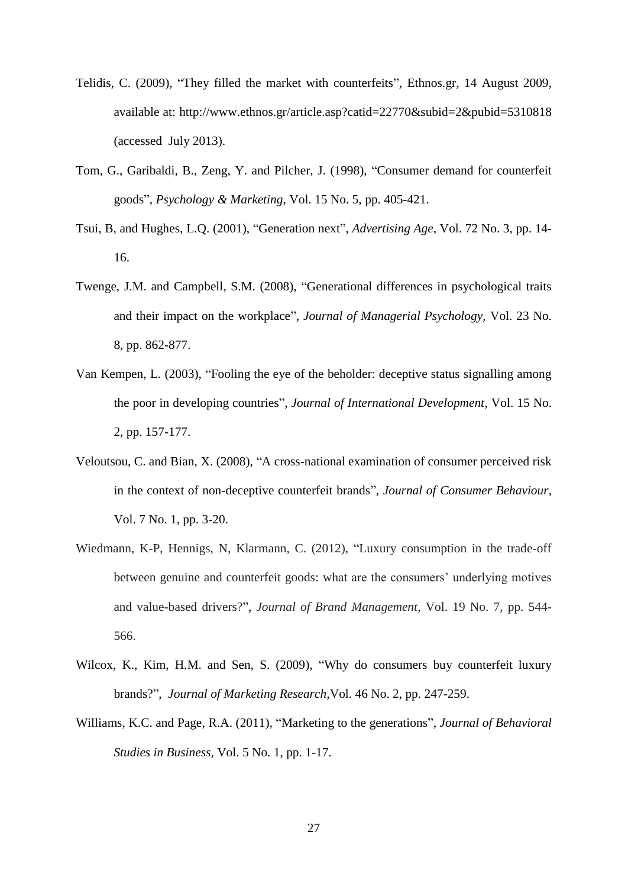Telidis, C. (2009), “They filled the market with counterfeits”, Ethnos.gr, 14 August 2009, available at: http://www.ethnos.gr/article.asp?catid=22770&subid=2&pubid=5310818 (accessed July 2013).

Tom, G., Garibaldi, B., Zeng, Y. and Pilcher, J. (1998), “Consumer demand for counterfeit goods”, *Psychology & Marketing*, Vol. 15 No. 5, pp. 405-421.

Tsui, B, and Hughes, L.Q. (2001), “Generation next”, *Advertising Age*, Vol. 72 No. 3, pp. 14-16.

Twenge, J.M. and Campbell, S.M. (2008), “Generational differences in psychological traits and their impact on the workplace”, *Journal of Managerial Psychology*, Vol. 23 No. 8, pp. 862-877.

Van Kempen, L. (2003), “Fooling the eye of the beholder: deceptive status signalling among the poor in developing countries”, *Journal of International Development*, Vol. 15 No. 2, pp. 157-177.

Veloutsou, C. and Bian, X. (2008), “A cross-national examination of consumer perceived risk in the context of non-deceptive counterfeit brands”, *Journal of Consumer Behaviour*, Vol. 7 No. 1, pp. 3-20.

Wiedmann, K-P, Hennigs, N, Klarmann, C. (2012), “Luxury consumption in the trade-off between genuine and counterfeit goods: what are the consumers’ underlying motives and value-based drivers?”, *Journal of Brand Management*, Vol. 19 No. 7, pp. 544-566.

Wilcox, K., Kim, H.M. and Sen, S. (2009), “Why do consumers buy counterfeit luxury brands?”, *Journal of Marketing Research*,Vol. 46 No. 2, pp. 247-259.

Williams, K.C. and Page, R.A. (2011), “Marketing to the generations”, *Journal of Behavioral Studies in Business*, Vol. 5 No. 1, pp. 1-17.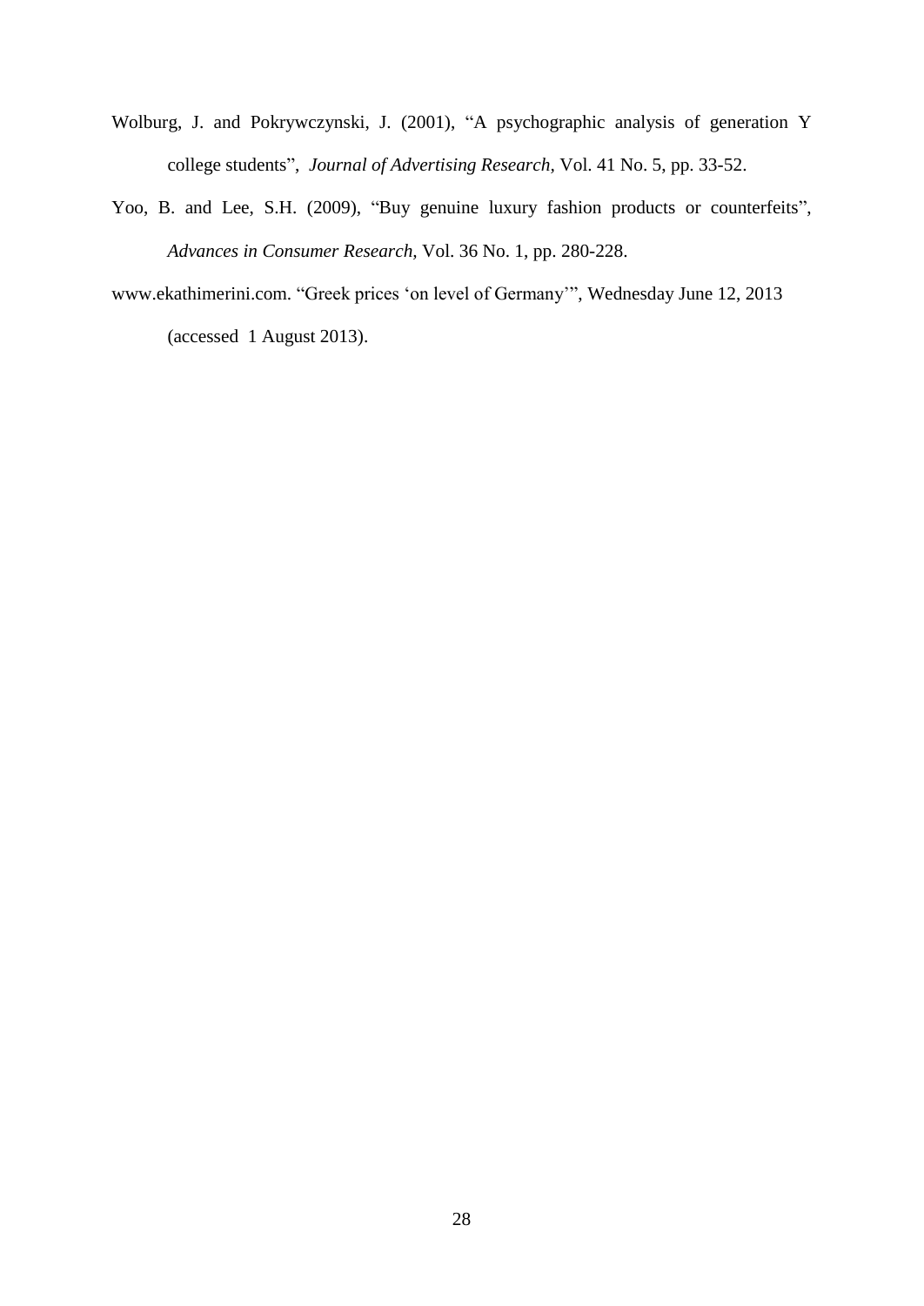Wolburg, J. and Pokrywczynski, J. (2001), "A psychographic analysis of generation Y college students", *Journal of Advertising Research,* Vol. 41 No. 5, pp. 33-52.

Yoo, B. and Lee, S.H. (2009), "Buy genuine luxury fashion products or counterfeits", *Advances in Consumer Research,* Vol. 36 No. 1, pp. 280-228.

www.ekathimerini.com. "Greek prices 'on level of Germany'", Wednesday June 12, 2013 (accessed 1 August 2013).